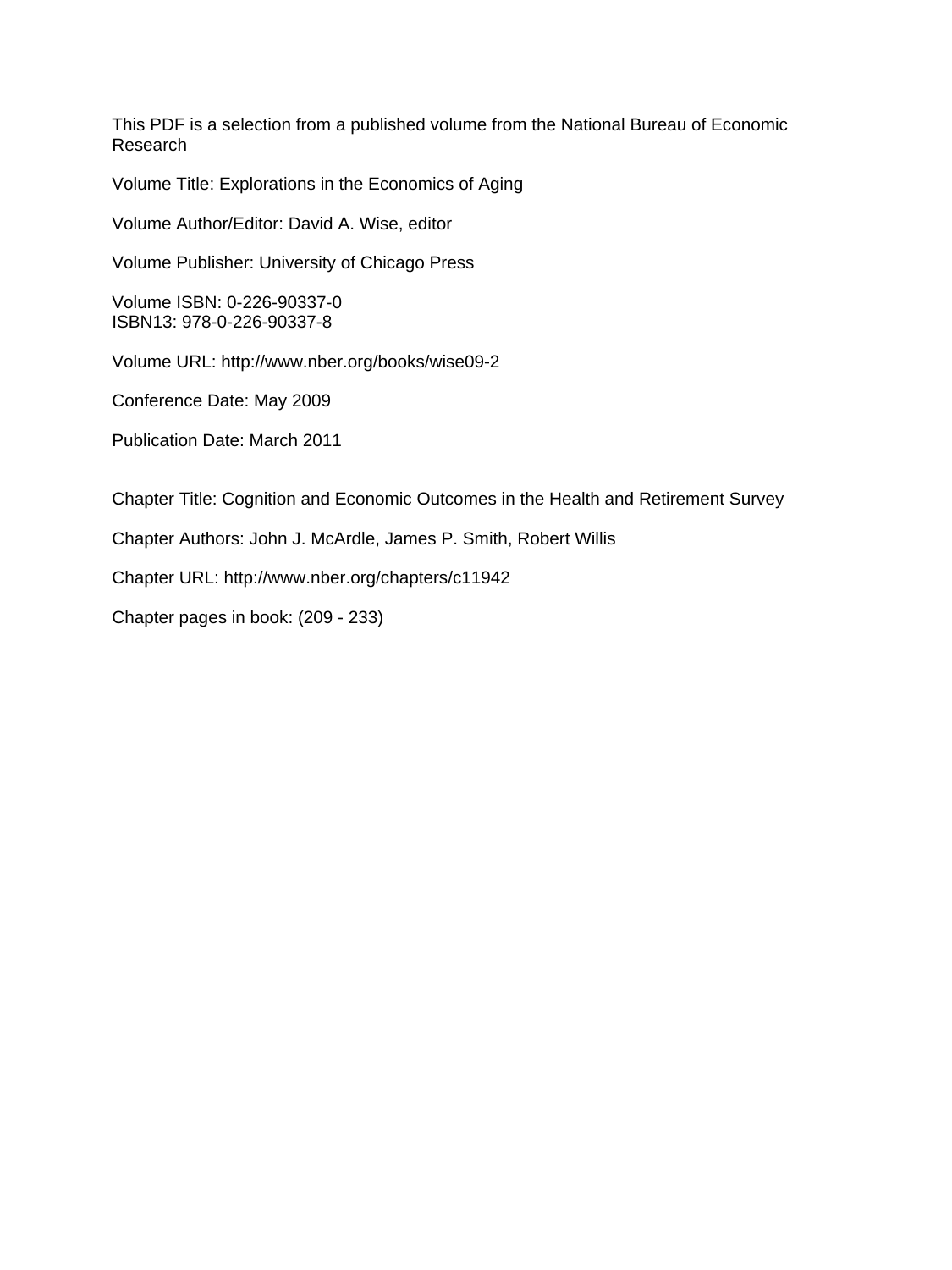This PDF is a selection from a published volume from the National Bureau of Economic Research

Volume Title: Explorations in the Economics of Aging

Volume Author/Editor: David A. Wise, editor

Volume Publisher: University of Chicago Press

Volume ISBN: 0-226-90337-0
ISBN13: 978-0-226-90337-8

Volume URL: http://www.nber.org/books/wise09-2

Conference Date: May 2009

Publication Date: March 2011

Chapter Title: Cognition and Economic Outcomes in the Health and Retirement Survey

Chapter Authors: John J. McArdle, James P. Smith, Robert Willis

Chapter URL: http://www.nber.org/chapters/c11942

Chapter pages in book: (209 - 233)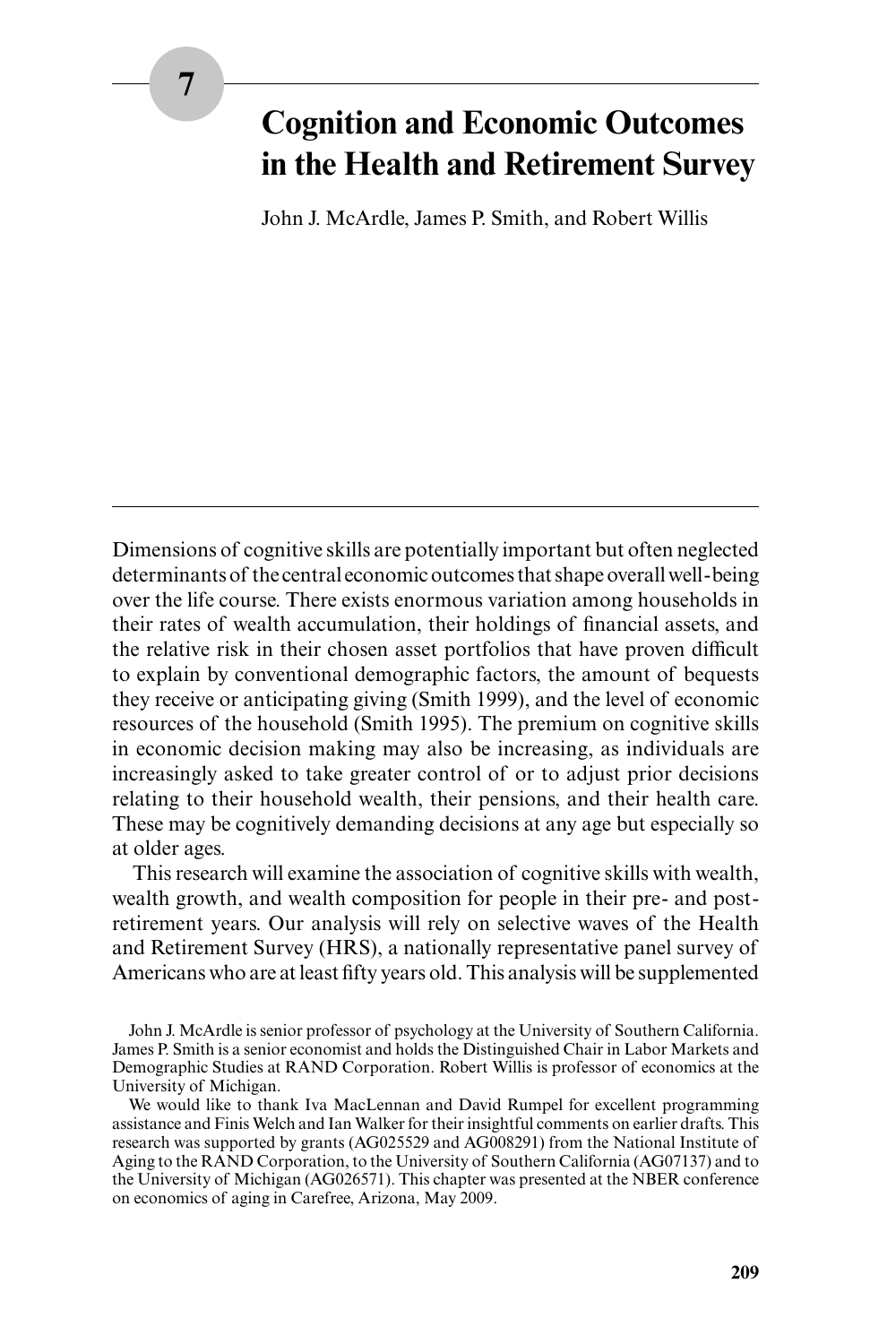# 7

# Cognition and Economic Outcomes in the Health and Retirement Survey

John J. McArdle, James P. Smith, and Robert Willis

Dimensions of cognitive skills are potentially important but often neglected determinants of the central economic outcomes that shape overall well-being over the life course. There exists enormous variation among households in their rates of wealth accumulation, their holdings of financial assets, and the relative risk in their chosen asset portfolios that have proven difficult to explain by conventional demographic factors, the amount of bequests they receive or anticipating giving (Smith 1999), and the level of economic resources of the household (Smith 1995). The premium on cognitive skills in economic decision making may also be increasing, as individuals are increasingly asked to take greater control of or to adjust prior decisions relating to their household wealth, their pensions, and their health care. These may be cognitively demanding decisions at any age but especially so at older ages.

This research will examine the association of cognitive skills with wealth, wealth growth, and wealth composition for people in their pre- and post-retirement years. Our analysis will rely on selective waves of the Health and Retirement Survey (HRS), a nationally representative panel survey of Americans who are at least fifty years old. This analysis will be supplemented

John J. McArdle is senior professor of psychology at the University of Southern California. James P. Smith is a senior economist and holds the Distinguished Chair in Labor Markets and Demographic Studies at RAND Corporation. Robert Willis is professor of economics at the University of Michigan.

We would like to thank Iva MacLennan and David Rumpel for excellent programming assistance and Finis Welch and Ian Walker for their insightful comments on earlier drafts. This research was supported by grants (AG025529 and AG008291) from the National Institute of Aging to the RAND Corporation, to the University of Southern California (AG07137) and to the University of Michigan (AG026571). This chapter was presented at the NBER conference on economics of aging in Carefree, Arizona, May 2009.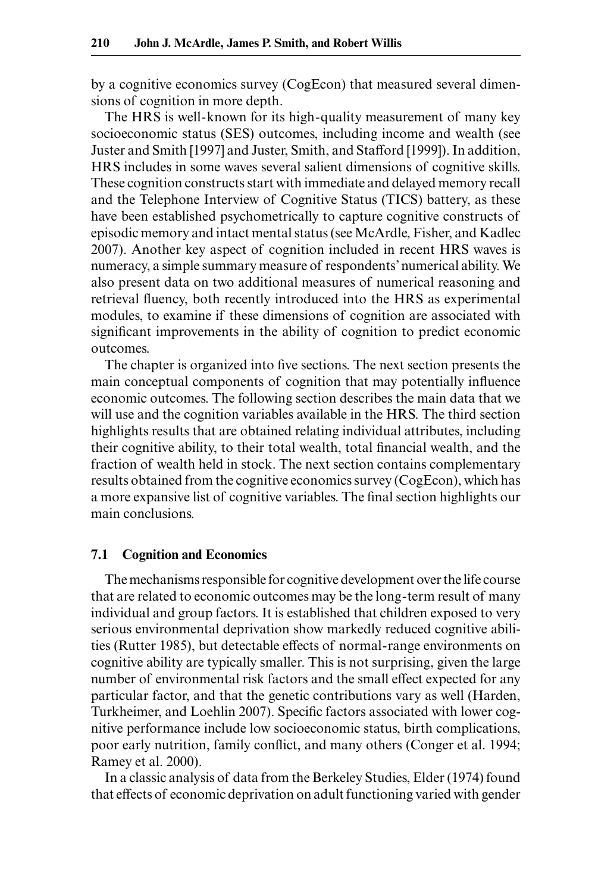by a cognitive economics survey (CogEcon) that measured several dimensions of cognition in more depth.

The HRS is well-known for its high-quality measurement of many key socioeconomic status (SES) outcomes, including income and wealth (see Juster and Smith [1997] and Juster, Smith, and Stafford [1999]). In addition, HRS includes in some waves several salient dimensions of cognitive skills. These cognition constructs start with immediate and delayed memory recall and the Telephone Interview of Cognitive Status (TICS) battery, as these have been established psychometrically to capture cognitive constructs of episodic memory and intact mental status (see McArdle, Fisher, and Kadlec 2007). Another key aspect of cognition included in recent HRS waves is numeracy, a simple summary measure of respondents' numerical ability. We also present data on two additional measures of numerical reasoning and retrieval fluency, both recently introduced into the HRS as experimental modules, to examine if these dimensions of cognition are associated with significant improvements in the ability of cognition to predict economic outcomes.

The chapter is organized into five sections. The next section presents the main conceptual components of cognition that may potentially influence economic outcomes. The following section describes the main data that we will use and the cognition variables available in the HRS. The third section highlights results that are obtained relating individual attributes, including their cognitive ability, to their total wealth, total financial wealth, and the fraction of wealth held in stock. The next section contains complementary results obtained from the cognitive economics survey (CogEcon), which has a more expansive list of cognitive variables. The final section highlights our main conclusions.

## 7.1 Cognition and Economics

The mechanisms responsible for cognitive development over the life course that are related to economic outcomes may be the long-term result of many individual and group factors. It is established that children exposed to very serious environmental deprivation show markedly reduced cognitive abilities (Rutter 1985), but detectable effects of normal-range environments on cognitive ability are typically smaller. This is not surprising, given the large number of environmental risk factors and the small effect expected for any particular factor, and that the genetic contributions vary as well (Harden, Turkheimer, and Loehlin 2007). Specific factors associated with lower cognitive performance include low socioeconomic status, birth complications, poor early nutrition, family conflict, and many others (Conger et al. 1994; Ramey et al. 2000).

In a classic analysis of data from the Berkeley Studies, Elder (1974) found that effects of economic deprivation on adult functioning varied with gender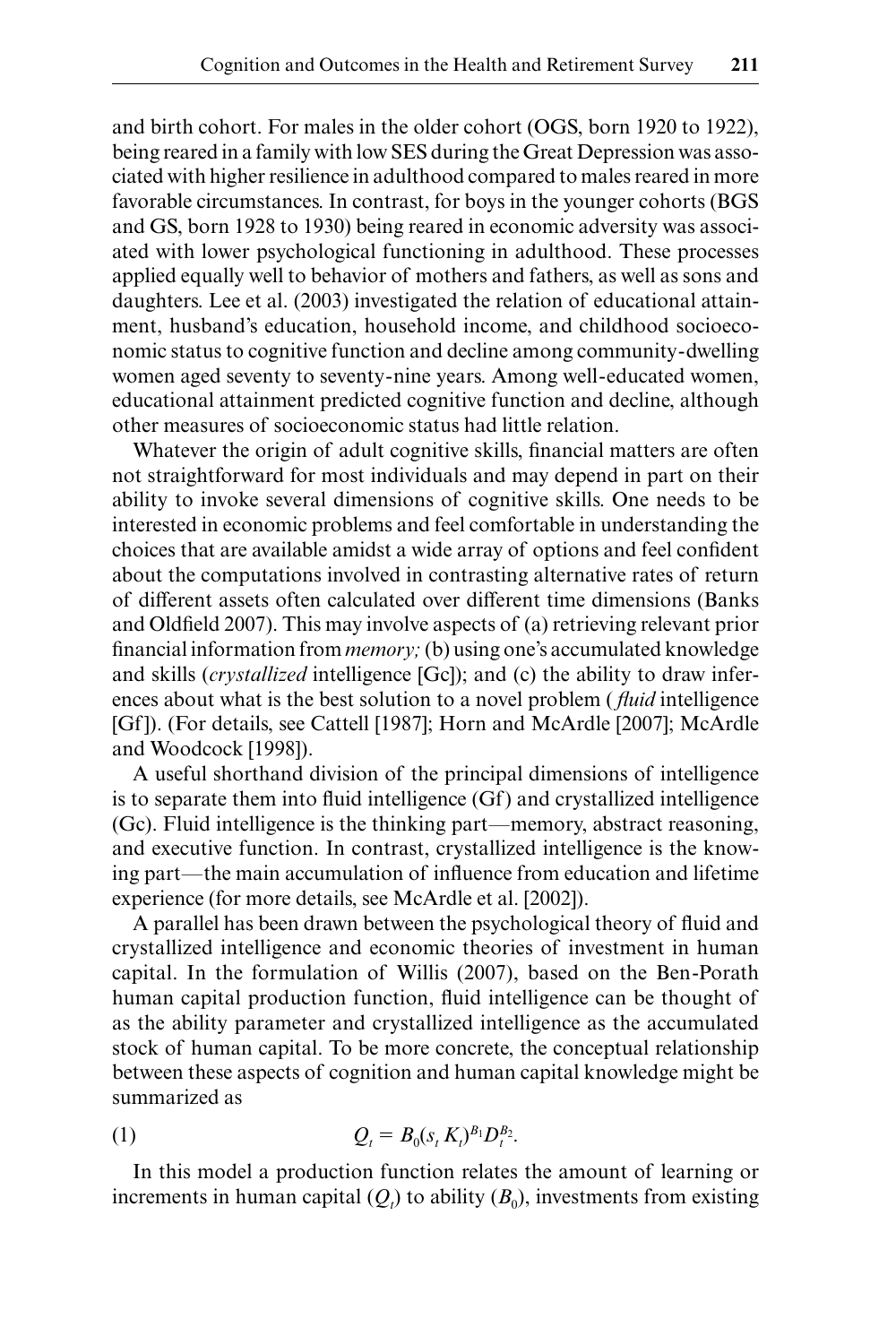and birth cohort. For males in the older cohort (OGS, born 1920 to 1922), being reared in a family with low SES during the Great Depression was associated with higher resilience in adulthood compared to males reared in more favorable circumstances. In contrast, for boys in the younger cohorts (BGS and GS, born 1928 to 1930) being reared in economic adversity was associated with lower psychological functioning in adulthood. These processes applied equally well to behavior of mothers and fathers, as well as sons and daughters. Lee et al. (2003) investigated the relation of educational attainment, husband's education, household income, and childhood socioeconomic status to cognitive function and decline among community-dwelling women aged seventy to seventy-nine years. Among well-educated women, educational attainment predicted cognitive function and decline, although other measures of socioeconomic status had little relation.

Whatever the origin of adult cognitive skills, financial matters are often not straightforward for most individuals and may depend in part on their ability to invoke several dimensions of cognitive skills. One needs to be interested in economic problems and feel comfortable in understanding the choices that are available amidst a wide array of options and feel confident about the computations involved in contrasting alternative rates of return of different assets often calculated over different time dimensions (Banks and Oldfield 2007). This may involve aspects of (a) retrieving relevant prior financial information from *memory;* (b) using one's accumulated knowledge and skills (*crystallized* intelligence [Gc]); and (c) the ability to draw inferences about what is the best solution to a novel problem (*fluid* intelligence [Gf]). (For details, see Cattell [1987]; Horn and McArdle [2007]; McArdle and Woodcock [1998]).

A useful shorthand division of the principal dimensions of intelligence is to separate them into fluid intelligence (Gf) and crystallized intelligence (Gc). Fluid intelligence is the thinking part—memory, abstract reasoning, and executive function. In contrast, crystallized intelligence is the knowing part—the main accumulation of influence from education and lifetime experience (for more details, see McArdle et al. [2002]).

A parallel has been drawn between the psychological theory of fluid and crystallized intelligence and economic theories of investment in human capital. In the formulation of Willis (2007), based on the Ben-Porath human capital production function, fluid intelligence can be thought of as the ability parameter and crystallized intelligence as the accumulated stock of human capital. To be more concrete, the conceptual relationship between these aspects of cognition and human capital knowledge might be summarized as

$$Q_t = B_0(s_t K_t)^{B_1} D_t^{B_2}. \tag{1}$$

In this model a production function relates the amount of learning or increments in human capital ($Q_t$) to ability ($B_0$), investments from existing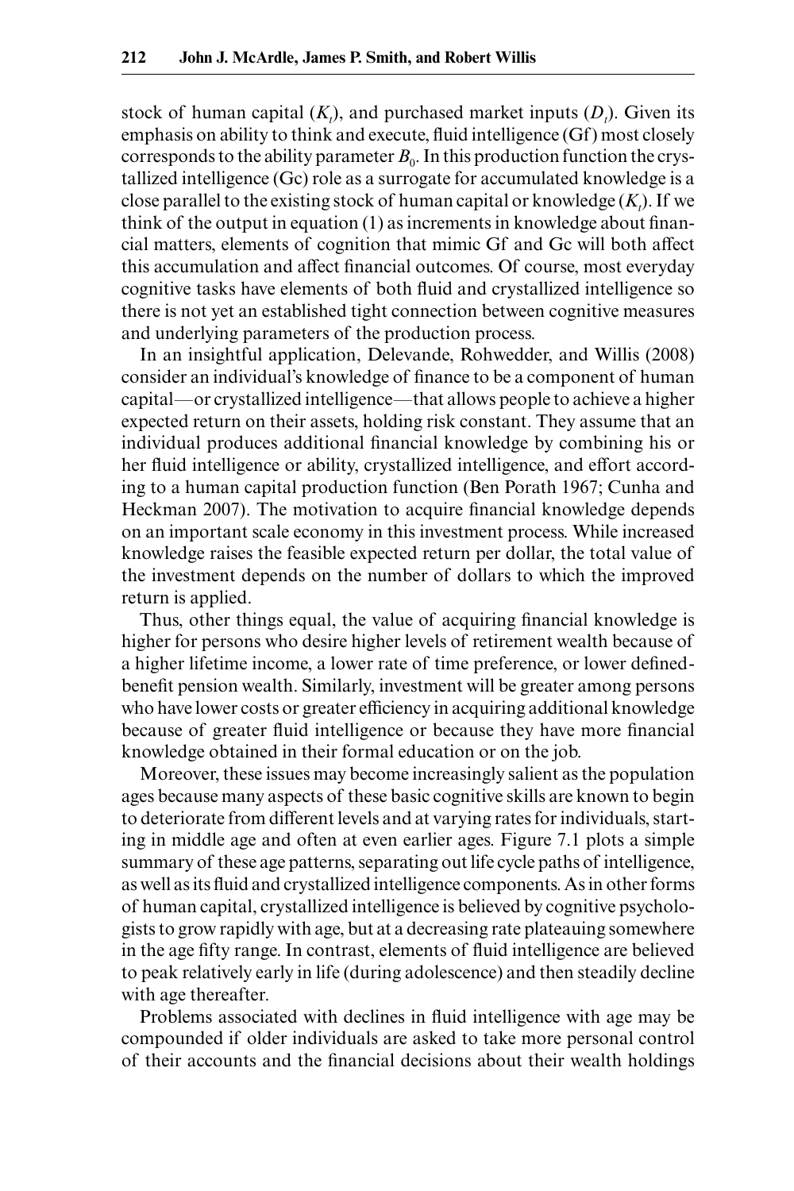stock of human capital ($K_t$), and purchased market inputs ($D_t$). Given its emphasis on ability to think and execute, fluid intelligence (Gf) most closely corresponds to the ability parameter $B_0$. In this production function the crystallized intelligence (Gc) role as a surrogate for accumulated knowledge is a close parallel to the existing stock of human capital or knowledge ($K_t$). If we think of the output in equation (1) as increments in knowledge about financial matters, elements of cognition that mimic Gf and Gc will both affect this accumulation and affect financial outcomes. Of course, most everyday cognitive tasks have elements of both fluid and crystallized intelligence so there is not yet an established tight connection between cognitive measures and underlying parameters of the production process.

In an insightful application, Delevande, Rohwedder, and Willis (2008) consider an individual's knowledge of finance to be a component of human capital—or crystallized intelligence—that allows people to achieve a higher expected return on their assets, holding risk constant. They assume that an individual produces additional financial knowledge by combining his or her fluid intelligence or ability, crystallized intelligence, and effort according to a human capital production function (Ben Porath 1967; Cunha and Heckman 2007). The motivation to acquire financial knowledge depends on an important scale economy in this investment process. While increased knowledge raises the feasible expected return per dollar, the total value of the investment depends on the number of dollars to which the improved return is applied.

Thus, other things equal, the value of acquiring financial knowledge is higher for persons who desire higher levels of retirement wealth because of a higher lifetime income, a lower rate of time preference, or lower defined-benefit pension wealth. Similarly, investment will be greater among persons who have lower costs or greater efficiency in acquiring additional knowledge because of greater fluid intelligence or because they have more financial knowledge obtained in their formal education or on the job.

Moreover, these issues may become increasingly salient as the population ages because many aspects of these basic cognitive skills are known to begin to deteriorate from different levels and at varying rates for individuals, starting in middle age and often at even earlier ages. Figure 7.1 plots a simple summary of these age patterns, separating out life cycle paths of intelligence, as well as its fluid and crystallized intelligence components. As in other forms of human capital, crystallized intelligence is believed by cognitive psychologists to grow rapidly with age, but at a decreasing rate plateauing somewhere in the age fifty range. In contrast, elements of fluid intelligence are believed to peak relatively early in life (during adolescence) and then steadily decline with age thereafter.

Problems associated with declines in fluid intelligence with age may be compounded if older individuals are asked to take more personal control of their accounts and the financial decisions about their wealth holdings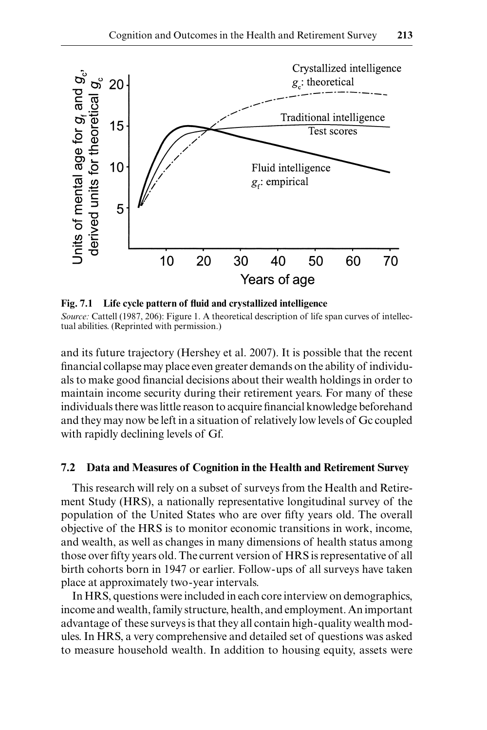**Fig. 7.1 Life cycle pattern of fluid and crystallized intelligence**

*Source:* Cattell (1987, 206): Figure 1. A theoretical description of life span curves of intellectual abilities. (Reprinted with permission.)

and its future trajectory (Hershey et al. 2007). It is possible that the recent financial collapse may place even greater demands on the ability of individuals to make good financial decisions about their wealth holdings in order to maintain income security during their retirement years. For many of these individuals there was little reason to acquire financial knowledge beforehand and they may now be left in a situation of relatively low levels of Gc coupled with rapidly declining levels of Gf.

## 7.2 Data and Measures of Cognition in the Health and Retirement Survey

This research will rely on a subset of surveys from the Health and Retirement Study (HRS), a nationally representative longitudinal survey of the population of the United States who are over fifty years old. The overall objective of the HRS is to monitor economic transitions in work, income, and wealth, as well as changes in many dimensions of health status among those over fifty years old. The current version of HRS is representative of all birth cohorts born in 1947 or earlier. Follow-ups of all surveys have taken place at approximately two-year intervals.

In HRS, questions were included in each core interview on demographics, income and wealth, family structure, health, and employment. An important advantage of these surveys is that they all contain high-quality wealth modules. In HRS, a very comprehensive and detailed set of questions was asked to measure household wealth. In addition to housing equity, assets were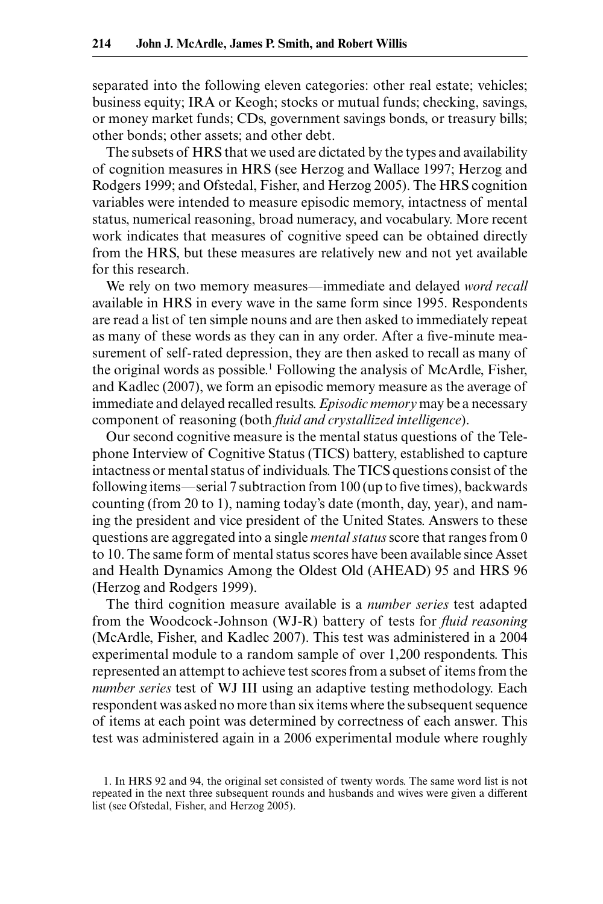separated into the following eleven categories: other real estate; vehicles; business equity; IRA or Keogh; stocks or mutual funds; checking, savings, or money market funds; CDs, government savings bonds, or treasury bills; other bonds; other assets; and other debt.

The subsets of HRS that we used are dictated by the types and availability of cognition measures in HRS (see Herzog and Wallace 1997; Herzog and Rodgers 1999; and Ofstedal, Fisher, and Herzog 2005). The HRS cognition variables were intended to measure episodic memory, intactness of mental status, numerical reasoning, broad numeracy, and vocabulary. More recent work indicates that measures of cognitive speed can be obtained directly from the HRS, but these measures are relatively new and not yet available for this research.

We rely on two memory measures—immediate and delayed *word recall* available in HRS in every wave in the same form since 1995. Respondents are read a list of ten simple nouns and are then asked to immediately repeat as many of these words as they can in any order. After a five-minute measurement of self-rated depression, they are then asked to recall as many of the original words as possible.[1] Following the analysis of McArdle, Fisher, and Kadlec (2007), we form an episodic memory measure as the average of immediate and delayed recalled results. *Episodic memory* may be a necessary component of reasoning (both *fluid and crystallized intelligence*).

Our second cognitive measure is the mental status questions of the Telephone Interview of Cognitive Status (TICS) battery, established to capture intactness or mental status of individuals. The TICS questions consist of the following items—serial 7 subtraction from 100 (up to five times), backwards counting (from 20 to 1), naming today's date (month, day, year), and naming the president and vice president of the United States. Answers to these questions are aggregated into a single *mental status* score that ranges from 0 to 10. The same form of mental status scores have been available since Asset and Health Dynamics Among the Oldest Old (AHEAD) 95 and HRS 96 (Herzog and Rodgers 1999).

The third cognition measure available is a *number series* test adapted from the Woodcock-Johnson (WJ-R) battery of tests for *fluid reasoning* (McArdle, Fisher, and Kadlec 2007). This test was administered in a 2004 experimental module to a random sample of over 1,200 respondents. This represented an attempt to achieve test scores from a subset of items from the *number series* test of WJ III using an adaptive testing methodology. Each respondent was asked no more than six items where the subsequent sequence of items at each point was determined by correctness of each answer. This test was administered again in a 2006 experimental module where roughly

1. In HRS 92 and 94, the original set consisted of twenty words. The same word list is not repeated in the next three subsequent rounds and husbands and wives were given a different list (see Ofstedal, Fisher, and Herzog 2005).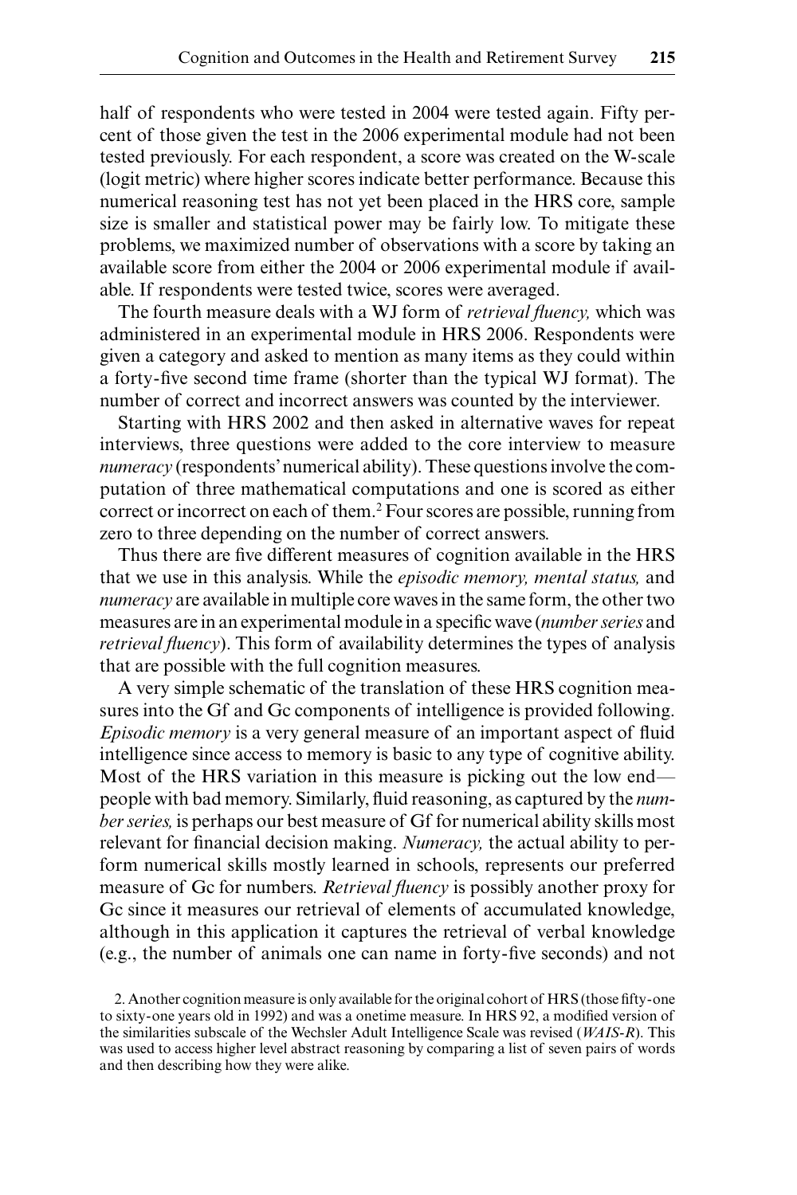half of respondents who were tested in 2004 were tested again. Fifty percent of those given the test in the 2006 experimental module had not been tested previously. For each respondent, a score was created on the W-scale (logit metric) where higher scores indicate better performance. Because this numerical reasoning test has not yet been placed in the HRS core, sample size is smaller and statistical power may be fairly low. To mitigate these problems, we maximized number of observations with a score by taking an available score from either the 2004 or 2006 experimental module if available. If respondents were tested twice, scores were averaged.

The fourth measure deals with a WJ form of *retrieval fluency,* which was administered in an experimental module in HRS 2006. Respondents were given a category and asked to mention as many items as they could within a forty-five second time frame (shorter than the typical WJ format). The number of correct and incorrect answers was counted by the interviewer.

Starting with HRS 2002 and then asked in alternative waves for repeat interviews, three questions were added to the core interview to measure *numeracy* (respondents' numerical ability). These questions involve the computation of three mathematical computations and one is scored as either correct or incorrect on each of them.[2] Four scores are possible, running from zero to three depending on the number of correct answers.

Thus there are five different measures of cognition available in the HRS that we use in this analysis. While the *episodic memory, mental status,* and *numeracy* are available in multiple core waves in the same form, the other two measures are in an experimental module in a specific wave (*number series* and *retrieval fluency*). This form of availability determines the types of analysis that are possible with the full cognition measures.

A very simple schematic of the translation of these HRS cognition measures into the Gf and Gc components of intelligence is provided following. *Episodic memory* is a very general measure of an important aspect of fluid intelligence since access to memory is basic to any type of cognitive ability. Most of the HRS variation in this measure is picking out the low end—people with bad memory. Similarly, fluid reasoning, as captured by the *number series,* is perhaps our best measure of Gf for numerical ability skills most relevant for financial decision making. *Numeracy,* the actual ability to perform numerical skills mostly learned in schools, represents our preferred measure of Gc for numbers. *Retrieval fluency* is possibly another proxy for Gc since it measures our retrieval of elements of accumulated knowledge, although in this application it captures the retrieval of verbal knowledge (e.g., the number of animals one can name in forty-five seconds) and not

2. Another cognition measure is only available for the original cohort of HRS (those fifty-one to sixty-one years old in 1992) and was a onetime measure. In HRS 92, a modified version of the similarities subscale of the Wechsler Adult Intelligence Scale was revised (*WAIS-R*). This was used to access higher level abstract reasoning by comparing a list of seven pairs of words and then describing how they were alike.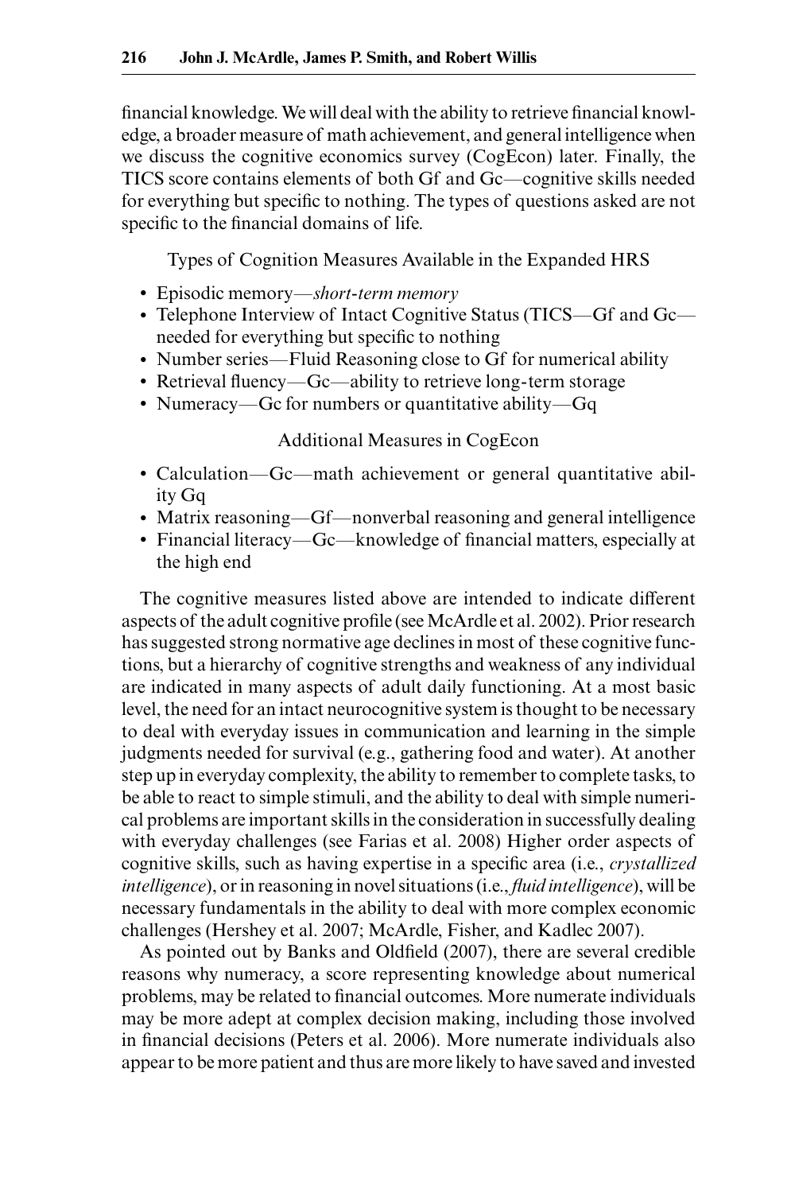financial knowledge. We will deal with the ability to retrieve financial knowledge, a broader measure of math achievement, and general intelligence when we discuss the cognitive economics survey (CogEcon) later. Finally, the TICS score contains elements of both Gf and Gc—cognitive skills needed for everything but specific to nothing. The types of questions asked are not specific to the financial domains of life.

Types of Cognition Measures Available in the Expanded HRS

- Episodic memory—*short-term memory*
- Telephone Interview of Intact Cognitive Status (TICS—Gf and Gc—needed for everything but specific to nothing
- Number series—Fluid Reasoning close to Gf for numerical ability
- Retrieval fluency—Gc—ability to retrieve long-term storage
- Numeracy—Gc for numbers or quantitative ability—Gq

Additional Measures in CogEcon

- Calculation—Gc—math achievement or general quantitative ability Gq
- Matrix reasoning—Gf—nonverbal reasoning and general intelligence
- Financial literacy—Gc—knowledge of financial matters, especially at the high end

The cognitive measures listed above are intended to indicate different aspects of the adult cognitive profile (see McArdle et al. 2002). Prior research has suggested strong normative age declines in most of these cognitive functions, but a hierarchy of cognitive strengths and weakness of any individual are indicated in many aspects of adult daily functioning. At a most basic level, the need for an intact neurocognitive system is thought to be necessary to deal with everyday issues in communication and learning in the simple judgments needed for survival (e.g., gathering food and water). At another step up in everyday complexity, the ability to remember to complete tasks, to be able to react to simple stimuli, and the ability to deal with simple numerical problems are important skills in the consideration in successfully dealing with everyday challenges (see Farias et al. 2008) Higher order aspects of cognitive skills, such as having expertise in a specific area (i.e., *crystallized intelligence*), or in reasoning in novel situations (i.e., *fluid intelligence*), will be necessary fundamentals in the ability to deal with more complex economic challenges (Hershey et al. 2007; McArdle, Fisher, and Kadlec 2007).

As pointed out by Banks and Oldfield (2007), there are several credible reasons why numeracy, a score representing knowledge about numerical problems, may be related to financial outcomes. More numerate individuals may be more adept at complex decision making, including those involved in financial decisions (Peters et al. 2006). More numerate individuals also appear to be more patient and thus are more likely to have saved and invested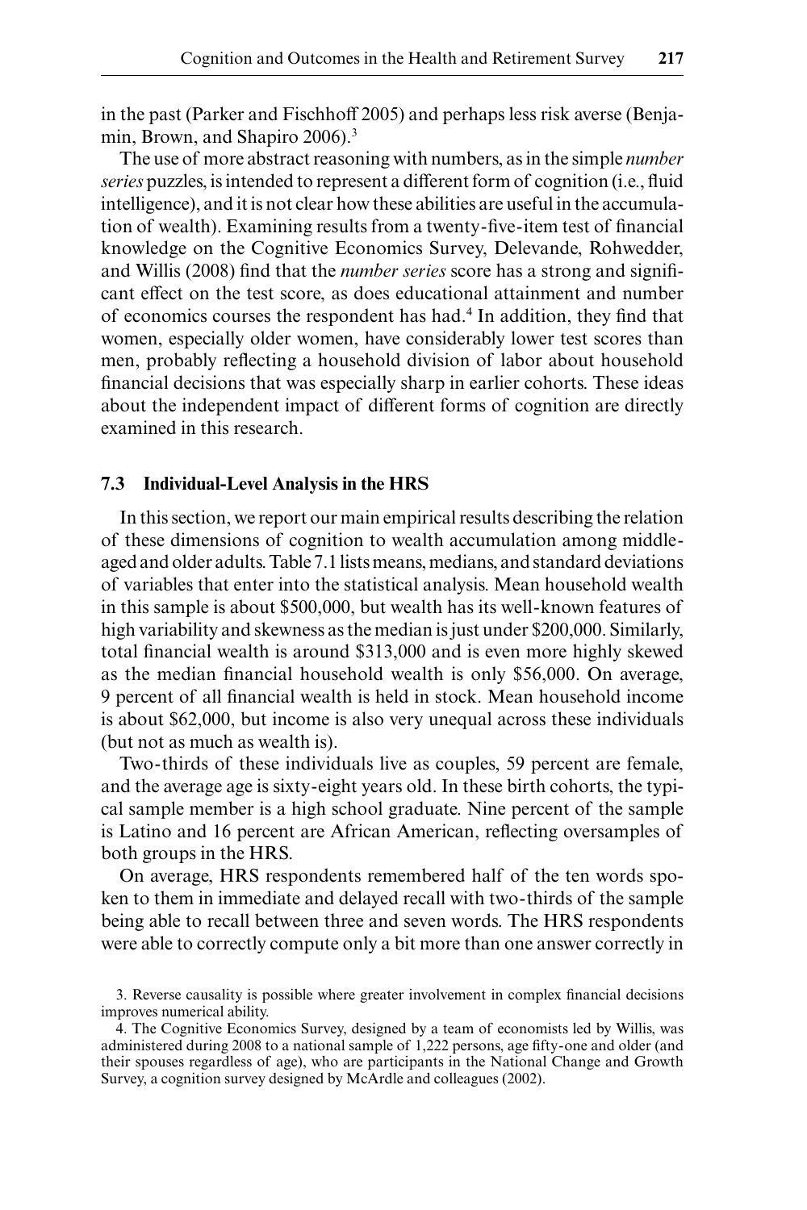in the past (Parker and Fischhoff 2005) and perhaps less risk averse (Benjamin, Brown, and Shapiro 2006).[3]

The use of more abstract reasoning with numbers, as in the simple *number series* puzzles, is intended to represent a different form of cognition (i.e., fluid intelligence), and it is not clear how these abilities are useful in the accumulation of wealth). Examining results from a twenty-five-item test of financial knowledge on the Cognitive Economics Survey, Delevande, Rohwedder, and Willis (2008) find that the *number series* score has a strong and significant effect on the test score, as does educational attainment and number of economics courses the respondent has had.[4] In addition, they find that women, especially older women, have considerably lower test scores than men, probably reflecting a household division of labor about household financial decisions that was especially sharp in earlier cohorts. These ideas about the independent impact of different forms of cognition are directly examined in this research.

### 7.3 Individual-Level Analysis in the HRS

In this section, we report our main empirical results describing the relation of these dimensions of cognition to wealth accumulation among middle-aged and older adults. Table 7.1 lists means, medians, and standard deviations of variables that enter into the statistical analysis. Mean household wealth in this sample is about $500,000, but wealth has its well-known features of high variability and skewness as the median is just under $200,000. Similarly, total financial wealth is around $313,000 and is even more highly skewed as the median financial household wealth is only $56,000. On average, 9 percent of all financial wealth is held in stock. Mean household income is about $62,000, but income is also very unequal across these individuals (but not as much as wealth is).

Two-thirds of these individuals live as couples, 59 percent are female, and the average age is sixty-eight years old. In these birth cohorts, the typical sample member is a high school graduate. Nine percent of the sample is Latino and 16 percent are African American, reflecting oversamples of both groups in the HRS.

On average, HRS respondents remembered half of the ten words spoken to them in immediate and delayed recall with two-thirds of the sample being able to recall between three and seven words. The HRS respondents were able to correctly compute only a bit more than one answer correctly in

3. Reverse causality is possible where greater involvement in complex financial decisions improves numerical ability.

4. The Cognitive Economics Survey, designed by a team of economists led by Willis, was administered during 2008 to a national sample of 1,222 persons, age fifty-one and older (and their spouses regardless of age), who are participants in the National Change and Growth Survey, a cognition survey designed by McArdle and colleagues (2002).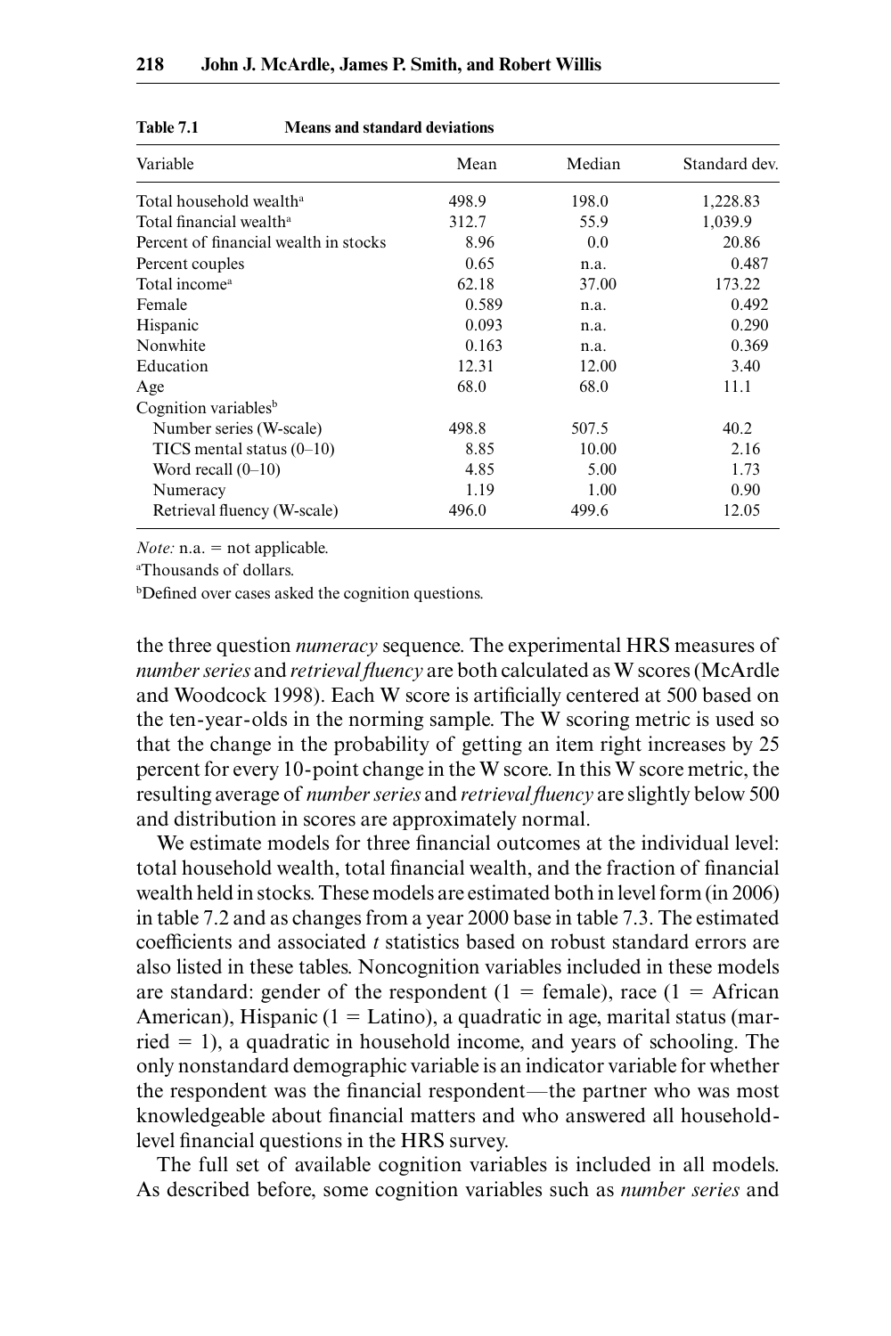**Table 7.1 Means and standard deviations**

| Variable | Mean | Median | Standard dev. |
|---|---|---|---|
| Total household wealth[a] | 498.9 | 198.0 | 1,228.83 |
| Total financial wealth[a] | 312.7 | 55.9 | 1,039.9 |
| Percent of financial wealth in stocks | 8.96 | 0.0 | 20.86 |
| Percent couples | 0.65 | n.a. | 0.487 |
| Total income[a] | 62.18 | 37.00 | 173.22 |
| Female | 0.589 | n.a. | 0.492 |
| Hispanic | 0.093 | n.a. | 0.290 |
| Nonwhite | 0.163 | n.a. | 0.369 |
| Education | 12.31 | 12.00 | 3.40 |
| Age | 68.0 | 68.0 | 11.1 |
| Cognition variables[b] | | | |
| Number series (W-scale) | 498.8 | 507.5 | 40.2 |
| TICS mental status (0–10) | 8.85 | 10.00 | 2.16 |
| Word recall (0–10) | 4.85 | 5.00 | 1.73 |
| Numeracy | 1.19 | 1.00 | 0.90 |
| Retrieval fluency (W-scale) | 496.0 | 499.6 | 12.05 |

*Note:* n.a. = not applicable.

[a]Thousands of dollars.

[b]Defined over cases asked the cognition questions.

the three question *numeracy* sequence. The experimental HRS measures of *number series* and *retrieval fluency* are both calculated as W scores (McArdle and Woodcock 1998). Each W score is artificially centered at 500 based on the ten-year-olds in the norming sample. The W scoring metric is used so that the change in the probability of getting an item right increases by 25 percent for every 10-point change in the W score. In this W score metric, the resulting average of *number series* and *retrieval fluency* are slightly below 500 and distribution in scores are approximately normal.

We estimate models for three financial outcomes at the individual level: total household wealth, total financial wealth, and the fraction of financial wealth held in stocks. These models are estimated both in level form (in 2006) in table 7.2 and as changes from a year 2000 base in table 7.3. The estimated coefficients and associated *t* statistics based on robust standard errors are also listed in these tables. Noncognition variables included in these models are standard: gender of the respondent (1 = female), race (1 = African American), Hispanic (1 = Latino), a quadratic in age, marital status (married = 1), a quadratic in household income, and years of schooling. The only nonstandard demographic variable is an indicator variable for whether the respondent was the financial respondent—the partner who was most knowledgeable about financial matters and who answered all household-level financial questions in the HRS survey.

The full set of available cognition variables is included in all models. As described before, some cognition variables such as *number series* and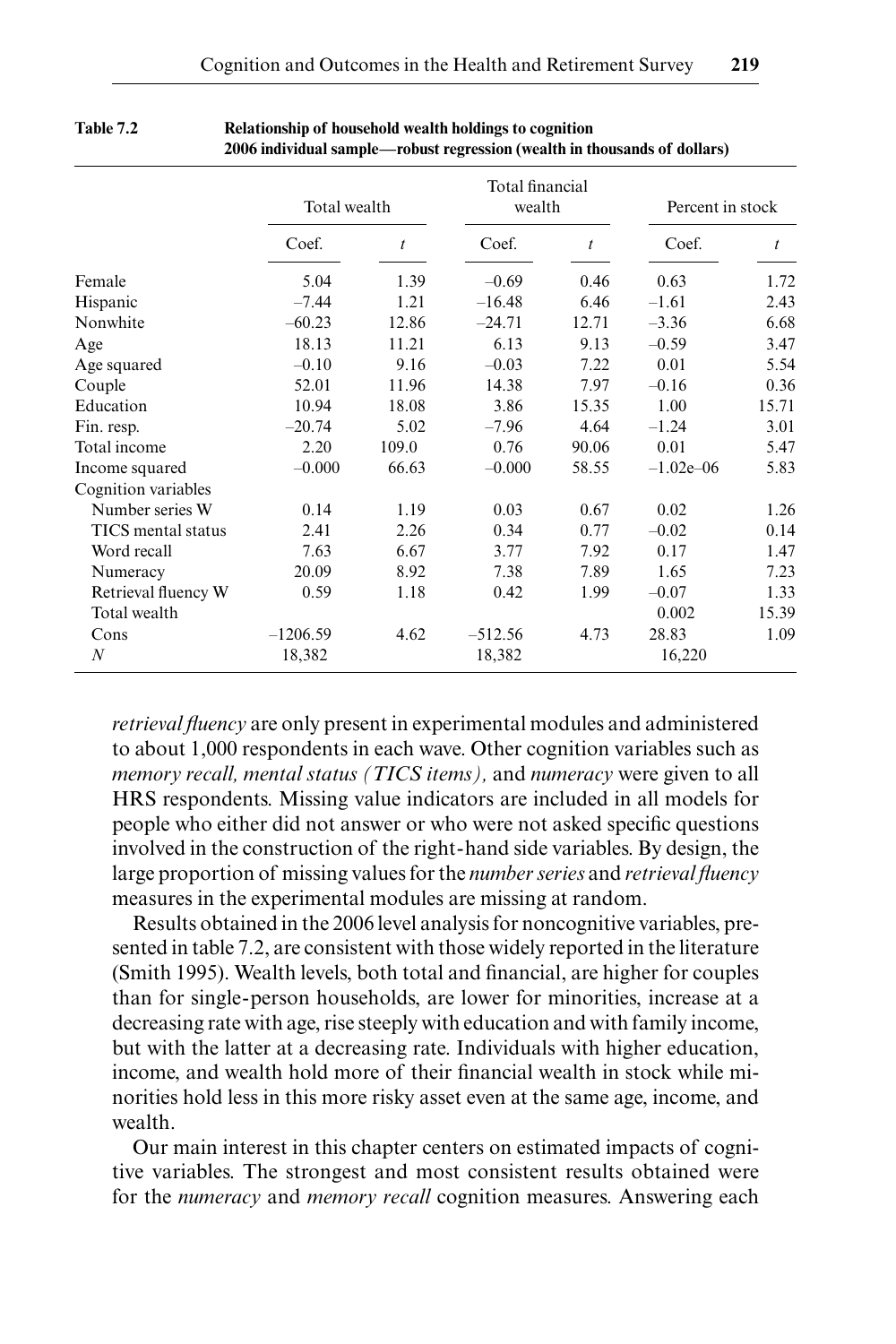**Table 7.2 Relationship of household wealth holdings to cognition 2006 individual sample—robust regression (wealth in thousands of dollars)**

| | Total wealth | | Total financial wealth | | Percent in stock | |
|---|---|---|---|---|---|---|
| | Coef. | *t* | Coef. | *t* | Coef. | *t* |
| Female | 5.04 | 1.39 | –0.69 | 0.46 | 0.63 | 1.72 |
| Hispanic | –7.44 | 1.21 | –16.48 | 6.46 | –1.61 | 2.43 |
| Nonwhite | –60.23 | 12.86 | –24.71 | 12.71 | –3.36 | 6.68 |
| Age | 18.13 | 11.21 | 6.13 | 9.13 | –0.59 | 3.47 |
| Age squared | –0.10 | 9.16 | –0.03 | 7.22 | 0.01 | 5.54 |
| Couple | 52.01 | 11.96 | 14.38 | 7.97 | –0.16 | 0.36 |
| Education | 10.94 | 18.08 | 3.86 | 15.35 | 1.00 | 15.71 |
| Fin. resp. | –20.74 | 5.02 | –7.96 | 4.64 | –1.24 | 3.01 |
| Total income | 2.20 | 109.0 | 0.76 | 90.06 | 0.01 | 5.47 |
| Income squared | –0.000 | 66.63 | –0.000 | 58.55 | –1.02e–06 | 5.83 |
| Cognition variables | | | | | | |
| Number series W | 0.14 | 1.19 | 0.03 | 0.67 | 0.02 | 1.26 |
| TICS mental status | 2.41 | 2.26 | 0.34 | 0.77 | –0.02 | 0.14 |
| Word recall | 7.63 | 6.67 | 3.77 | 7.92 | 0.17 | 1.47 |
| Numeracy | 20.09 | 8.92 | 7.38 | 7.89 | 1.65 | 7.23 |
| Retrieval fluency W | 0.59 | 1.18 | 0.42 | 1.99 | –0.07 | 1.33 |
| Total wealth | | | | | 0.002 | 15.39 |
| Cons | –1206.59 | 4.62 | –512.56 | 4.73 | 28.83 | 1.09 |
| *N* | 18,382 | | 18,382 | | 16,220 | |

*retrieval fluency* are only present in experimental modules and administered to about 1,000 respondents in each wave. Other cognition variables such as *memory recall, mental status (TICS items),* and *numeracy* were given to all HRS respondents. Missing value indicators are included in all models for people who either did not answer or who were not asked specific questions involved in the construction of the right-hand side variables. By design, the large proportion of missing values for the *number series* and *retrieval fluency* measures in the experimental modules are missing at random.

Results obtained in the 2006 level analysis for noncognitive variables, presented in table 7.2, are consistent with those widely reported in the literature (Smith 1995). Wealth levels, both total and financial, are higher for couples than for single-person households, are lower for minorities, increase at a decreasing rate with age, rise steeply with education and with family income, but with the latter at a decreasing rate. Individuals with higher education, income, and wealth hold more of their financial wealth in stock while minorities hold less in this more risky asset even at the same age, income, and wealth.

Our main interest in this chapter centers on estimated impacts of cognitive variables. The strongest and most consistent results obtained were for the *numeracy* and *memory recall* cognition measures. Answering each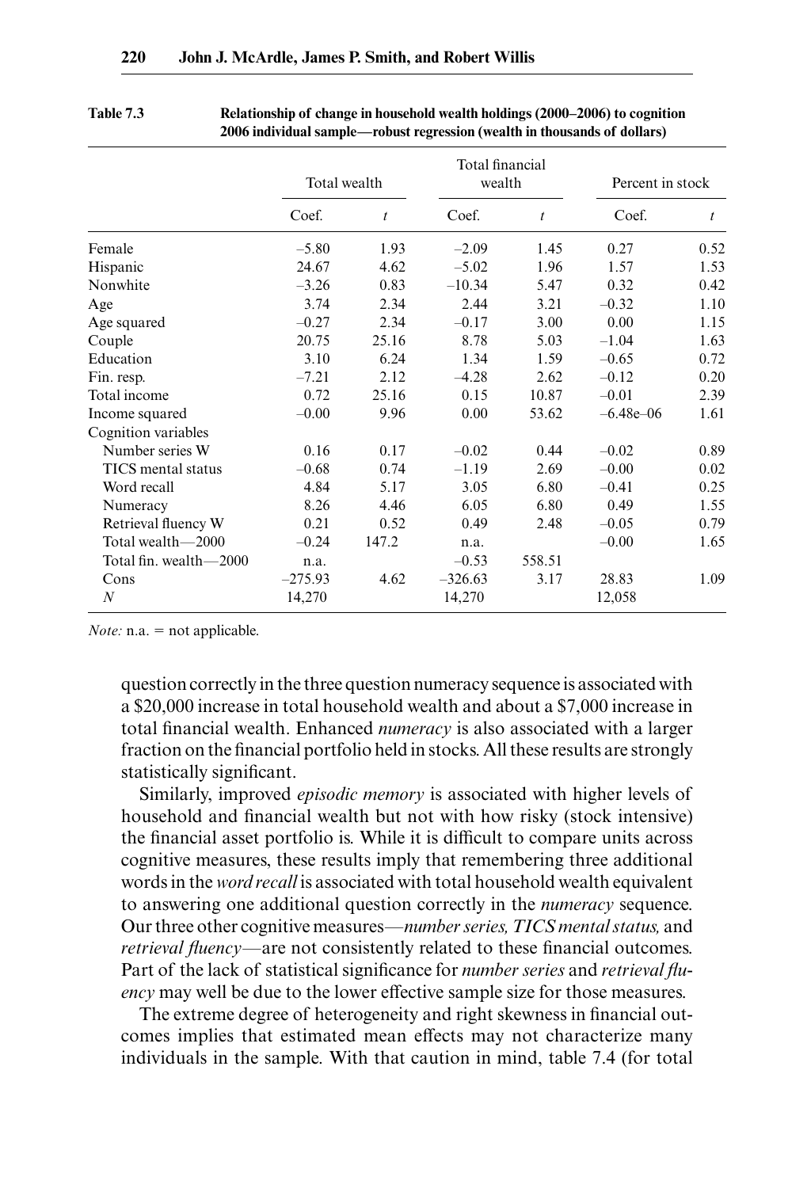Table 7.3 Relationship of change in household wealth holdings (2000–2006) to cognition 2006 individual sample—robust regression (wealth in thousands of dollars)

| | Total wealth | | Total financial wealth | | Percent in stock | |
|---|---|---|---|---|---|---|
| | Coef. | *t* | Coef. | *t* | Coef. | *t* |
| Female | –5.80 | 1.93 | –2.09 | 1.45 | 0.27 | 0.52 |
| Hispanic | 24.67 | 4.62 | –5.02 | 1.96 | 1.57 | 1.53 |
| Nonwhite | –3.26 | 0.83 | –10.34 | 5.47 | 0.32 | 0.42 |
| Age | 3.74 | 2.34 | 2.44 | 3.21 | –0.32 | 1.10 |
| Age squared | –0.27 | 2.34 | –0.17 | 3.00 | 0.00 | 1.15 |
| Couple | 20.75 | 25.16 | 8.78 | 5.03 | –1.04 | 1.63 |
| Education | 3.10 | 6.24 | 1.34 | 1.59 | –0.65 | 0.72 |
| Fin. resp. | –7.21 | 2.12 | –4.28 | 2.62 | –0.12 | 0.20 |
| Total income | 0.72 | 25.16 | 0.15 | 10.87 | –0.01 | 2.39 |
| Income squared | –0.00 | 9.96 | 0.00 | 53.62 | –6.48e–06 | 1.61 |
| Cognition variables | | | | | | |
| Number series W | 0.16 | 0.17 | –0.02 | 0.44 | –0.02 | 0.89 |
| TICS mental status | –0.68 | 0.74 | –1.19 | 2.69 | –0.00 | 0.02 |
| Word recall | 4.84 | 5.17 | 3.05 | 6.80 | –0.41 | 0.25 |
| Numeracy | 8.26 | 4.46 | 6.05 | 6.80 | 0.49 | 1.55 |
| Retrieval fluency W | 0.21 | 0.52 | 0.49 | 2.48 | –0.05 | 0.79 |
| Total wealth—2000 | –0.24 | 147.2 | n.a. | | –0.00 | 1.65 |
| Total fin. wealth—2000 | | | –0.53 | 558.51 | | |
| Cons | –275.93 | 4.62 | –326.63 | 3.17 | 28.83 | 1.09 |
| *N* | 14,270 | | 14,270 | | 12,058 | |

*Note:* n.a. = not applicable.

question correctly in the three question numeracy sequence is associated with a $20,000 increase in total household wealth and about a $7,000 increase in total financial wealth. Enhanced *numeracy* is also associated with a larger fraction on the financial portfolio held in stocks. All these results are strongly statistically significant.

Similarly, improved *episodic memory* is associated with higher levels of household and financial wealth but not with how risky (stock intensive) the financial asset portfolio is. While it is difficult to compare units across cognitive measures, these results imply that remembering three additional words in the *word recall* is associated with total household wealth equivalent to answering one additional question correctly in the *numeracy* sequence. Our three other cognitive measures—*number series, TICS mental status,* and *retrieval fluency*—are not consistently related to these financial outcomes. Part of the lack of statistical significance for *number series* and *retrieval fluency* may well be due to the lower effective sample size for those measures.

The extreme degree of heterogeneity and right skewness in financial outcomes implies that estimated mean effects may not characterize many individuals in the sample. With that caution in mind, table 7.4 (for total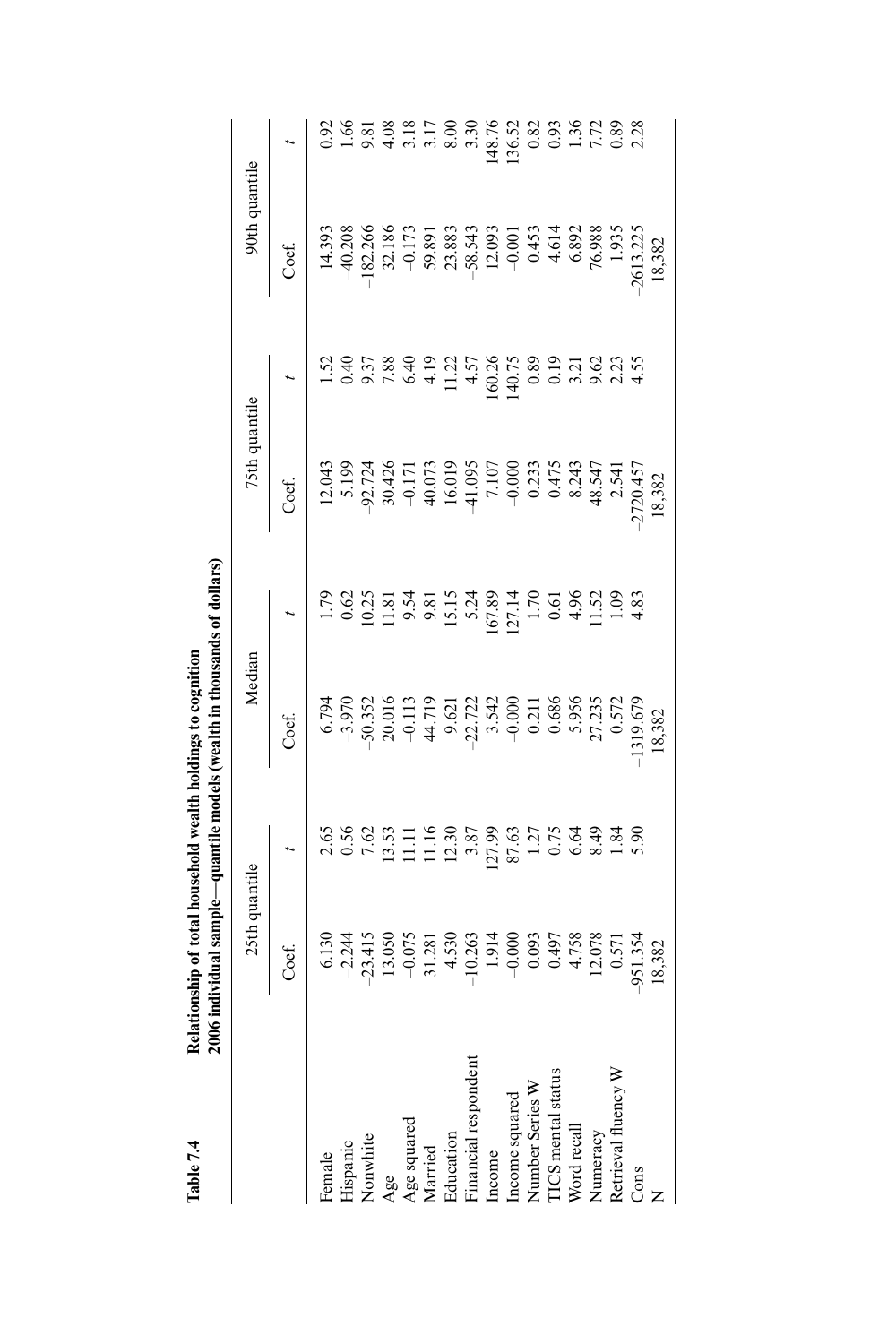**Table 7.4 Relationship of total household wealth holdings to cognition 2006 individual sample—quantile models (wealth in thousands of dollars)**

| | 25th quantile | | Median | | 75th quantile | | 90th quantile | |
|---|---|---|---|---|---|---|---|---|
| | Coef. | t | Coef. | t | Coef. | t | Coef. | t |
| Female | 6.130 | 2.65 | 6.794 | 1.79 | 12.043 | 1.52 | 14.393 | 0.92 |
| Hispanic | –2.244 | 0.56 | –3.970 | 0.62 | 5.199 | 0.40 | –40.208 | 1.66 |
| Nonwhite | –23.415 | 7.62 | –50.352 | 10.25 | –92.724 | 9.37 | –182.266 | 9.81 |
| Age | 13.050 | 13.53 | 20.016 | 11.81 | 30.426 | 7.88 | 32.186 | 4.08 |
| Age squared | –0.075 | 11.11 | –0.113 | 9.54 | –0.171 | 6.40 | –0.173 | 3.18 |
| Married | 31.281 | 11.16 | 44.719 | 9.81 | 40.073 | 4.19 | 59.891 | 3.17 |
| Education | 4.530 | 12.30 | 9.621 | 15.15 | 16.019 | 11.22 | 23.883 | 8.00 |
| Financial respondent | –10.263 | 3.87 | –22.722 | 5.24 | –41.095 | 4.57 | –58.543 | 3.30 |
| Income | 1.914 | 127.99 | 3.542 | 167.89 | 7.107 | 160.26 | 12.093 | 148.76 |
| Income squared | –0.000 | 87.63 | –0.000 | 127.14 | –0.000 | 140.75 | –0.001 | 136.52 |
| Number Series W | 0.093 | 1.27 | 0.211 | 1.70 | 0.233 | 0.89 | 0.453 | 0.82 |
| TICS mental status | 0.497 | 0.75 | 0.686 | 0.61 | 0.475 | 0.19 | 4.614 | 0.93 |
| Word recall | 4.758 | 6.64 | 5.956 | 4.96 | 8.243 | 3.21 | 6.892 | 1.36 |
| Numeracy | 12.078 | 8.49 | 27.235 | 11.52 | 48.547 | 9.62 | 76.988 | 7.72 |
| Retrieval fluency W | 0.571 | 1.84 | 0.572 | 1.09 | 2.541 | 2.23 | 1.935 | 0.89 |
| Cons | –951.354 | 5.90 | –1319.679 | 4.83 | –2720.457 | 4.55 | –2613.225 | 2.28 |
| N | 18,382 | | 18,382 | | 18,382 | | 18,382 | |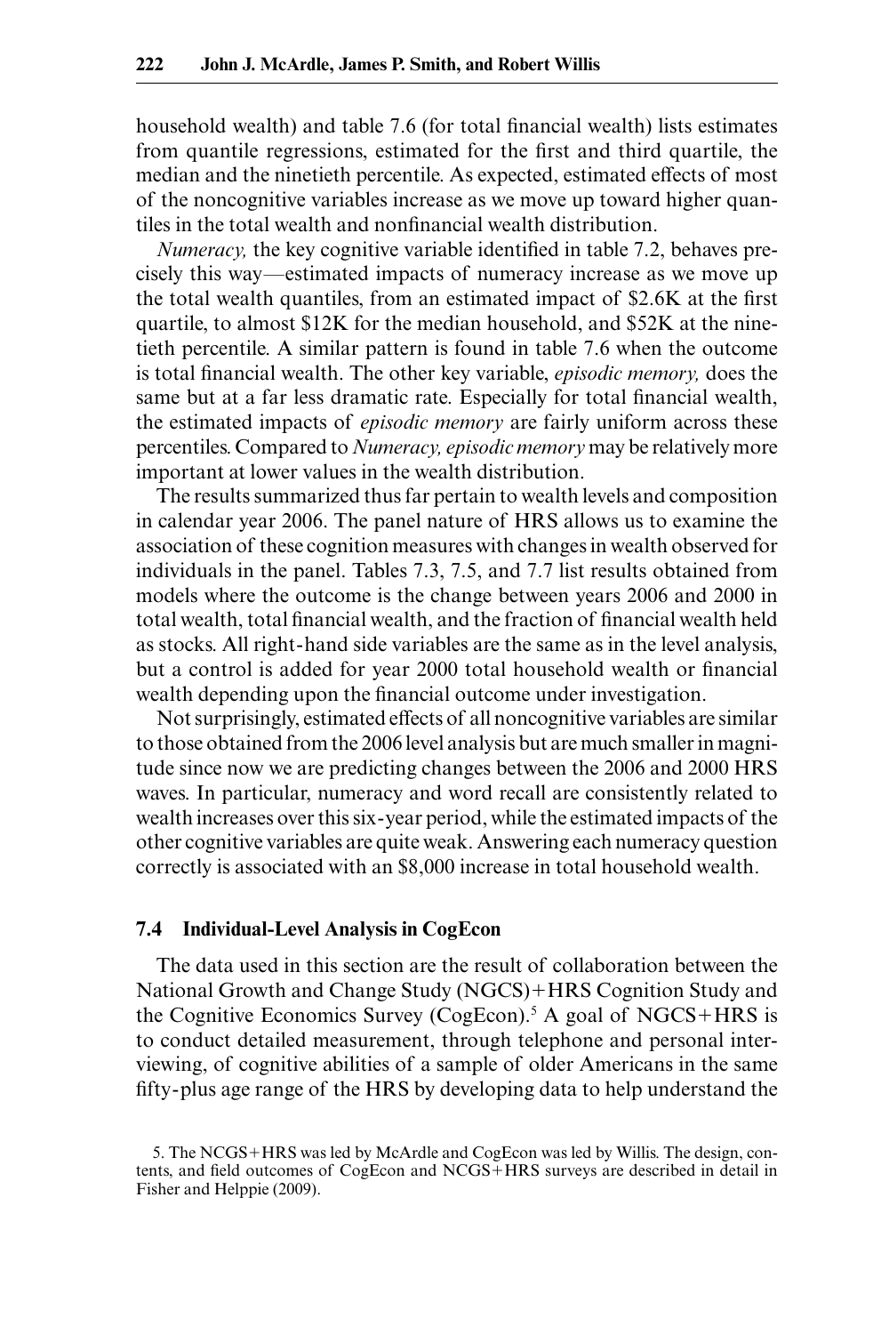household wealth) and table 7.6 (for total financial wealth) lists estimates from quantile regressions, estimated for the first and third quartile, the median and the ninetieth percentile. As expected, estimated effects of most of the noncognitive variables increase as we move up toward higher quantiles in the total wealth and nonfinancial wealth distribution.

*Numeracy,* the key cognitive variable identified in table 7.2, behaves precisely this way—estimated impacts of numeracy increase as we move up the total wealth quantiles, from an estimated impact of \$2.6K at the first quartile, to almost \$12K for the median household, and \$52K at the ninetieth percentile. A similar pattern is found in table 7.6 when the outcome is total financial wealth. The other key variable, *episodic memory,* does the same but at a far less dramatic rate. Especially for total financial wealth, the estimated impacts of *episodic memory* are fairly uniform across these percentiles. Compared to *Numeracy, episodic memory* may be relatively more important at lower values in the wealth distribution.

The results summarized thus far pertain to wealth levels and composition in calendar year 2006. The panel nature of HRS allows us to examine the association of these cognition measures with changes in wealth observed for individuals in the panel. Tables 7.3, 7.5, and 7.7 list results obtained from models where the outcome is the change between years 2006 and 2000 in total wealth, total financial wealth, and the fraction of financial wealth held as stocks. All right-hand side variables are the same as in the level analysis, but a control is added for year 2000 total household wealth or financial wealth depending upon the financial outcome under investigation.

Not surprisingly, estimated effects of all noncognitive variables are similar to those obtained from the 2006 level analysis but are much smaller in magnitude since now we are predicting changes between the 2006 and 2000 HRS waves. In particular, numeracy and word recall are consistently related to wealth increases over this six-year period, while the estimated impacts of the other cognitive variables are quite weak. Answering each numeracy question correctly is associated with an \$8,000 increase in total household wealth.

## 7.4 Individual-Level Analysis in CogEcon

The data used in this section are the result of collaboration between the National Growth and Change Study (NGCS)+HRS Cognition Study and the Cognitive Economics Survey (CogEcon).[5] A goal of NGCS+HRS is to conduct detailed measurement, through telephone and personal interviewing, of cognitive abilities of a sample of older Americans in the same fifty-plus age range of the HRS by developing data to help understand the

5. The NCGS+HRS was led by McArdle and CogEcon was led by Willis. The design, contents, and field outcomes of CogEcon and NCGS+HRS surveys are described in detail in Fisher and Helppie (2009).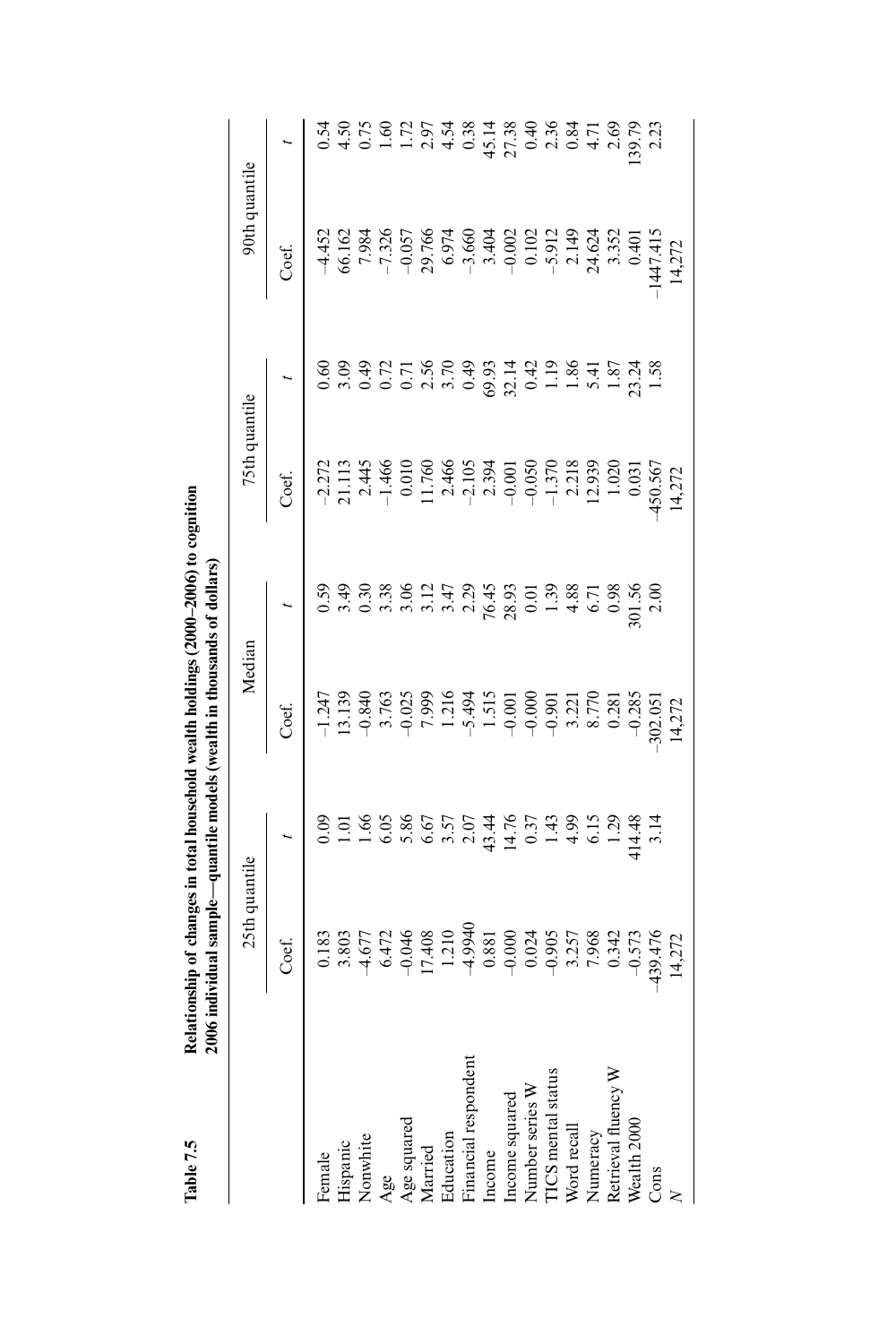**Table 7.5** Relationship of changes in total household wealth holdings (2000–2006) to cognition 2006 individual sample—quantile models (wealth in thousands of dollars)

| | 25th quantile | | Median | | 75th quantile | | 90th quantile | |
|---|---|---|---|---|---|---|---|---|
| | Coef. | *t* | Coef. | *t* | Coef. | *t* | Coef. | *t* |
| Female | 0.183 | 0.09 | –1.247 | 0.59 | –2.272 | 0.60 | –4.452 | 0.54 |
| Hispanic | 3.803 | 1.01 | 13.139 | 3.49 | 21.113 | 3.09 | 66.162 | 4.50 |
| Nonwhite | –4.677 | 1.66 | –0.840 | 0.30 | 2.445 | 0.49 | 7.984 | 0.75 |
| Age | 6.472 | 6.05 | 3.763 | 3.38 | –1.466 | 0.72 | –7.326 | 1.60 |
| Age squared | –0.046 | 5.86 | –0.025 | 3.06 | 0.010 | 0.71 | –0.057 | 1.72 |
| Married | 17.408 | 6.67 | 7.999 | 3.12 | 11.760 | 2.56 | 29.766 | 2.97 |
| Education | 1.210 | 3.57 | 1.216 | 3.47 | 2.466 | 3.70 | 6.974 | 4.54 |
| Financial respondent | –4.9940 | 2.07 | –5.494 | 2.29 | –2.105 | 0.49 | –3.660 | 0.38 |
| Income | 0.881 | 43.44 | 1.515 | 76.45 | 2.394 | 69.93 | 3.404 | 45.14 |
| Income squared | –0.000 | 14.76 | –0.001 | 28.93 | –0.001 | 32.14 | –0.002 | 27.38 |
| Number series W | 0.024 | 0.37 | –0.000 | 0.01 | –0.050 | 0.42 | 0.102 | 0.40 |
| TICS mental status | –0.905 | 1.43 | –0.901 | 1.39 | –1.370 | 1.19 | –5.912 | 2.36 |
| Word recall | 3.257 | 4.99 | 3.221 | 4.88 | 2.218 | 1.86 | 2.149 | 0.84 |
| Numeracy | 7.968 | 6.15 | 8.770 | 6.71 | 12.939 | 5.41 | 24.624 | 4.71 |
| Retrieval fluency W | 0.342 | 1.29 | 0.281 | 0.98 | 1.020 | 1.87 | 3.352 | 2.69 |
| Wealth 2000 | –0.573 | 414.48 | –0.285 | 301.56 | 0.031 | 23.24 | 0.401 | 139.79 |
| Cons | –439.476 | 3.14 | –302.051 | 2.00 | –450.567 | 1.58 | –1447.415 | 2.23 |
| *N* | 14,272 | | 14,272 | | 14,272 | | 14,272 | |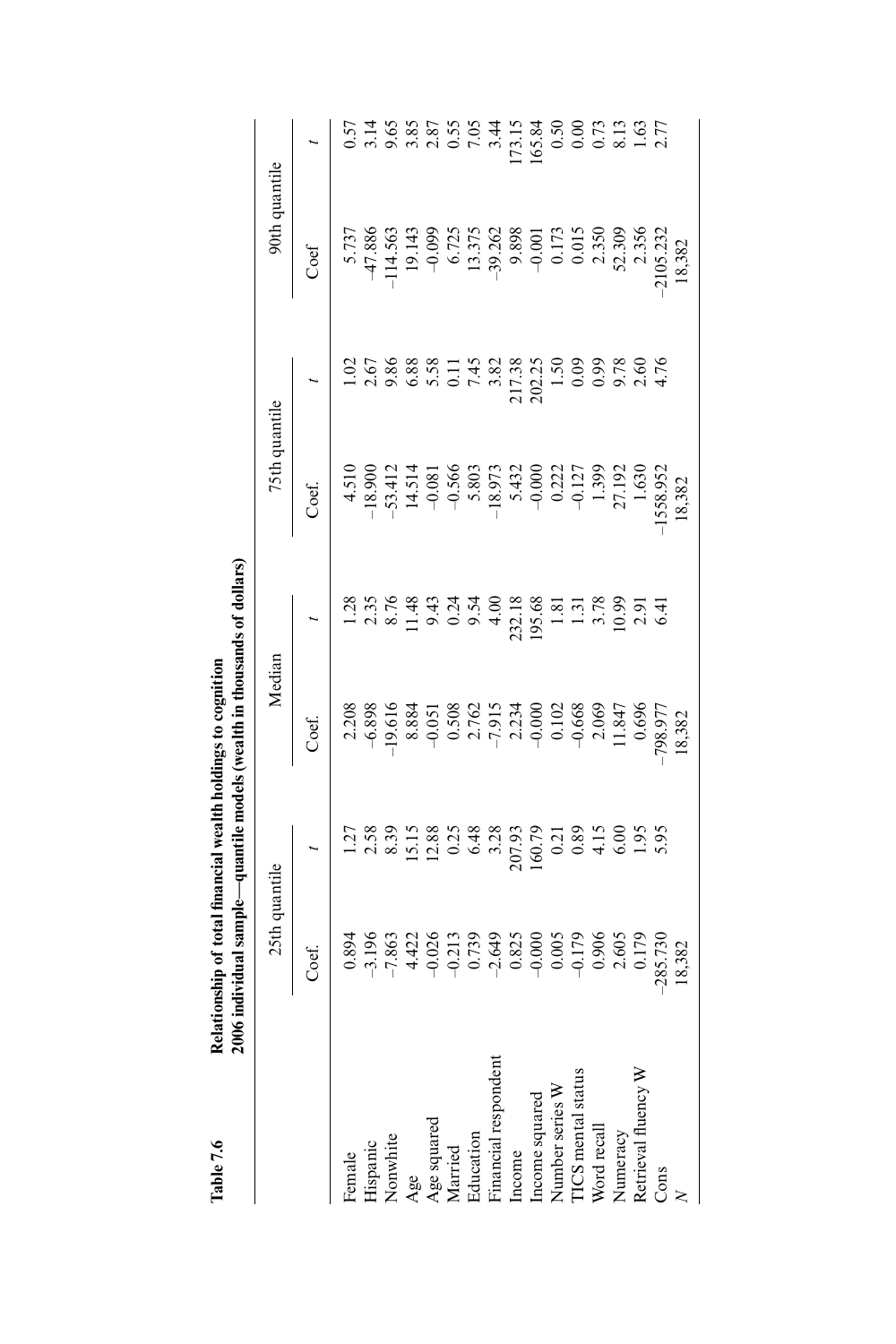**Table 7.6 Relationship of total financial wealth holdings to cognition**
**2006 individual sample—quantile models (wealth in thousands of dollars)**

| | 25th quantile | | Median | | 75th quantile | | 90th quantile | |
|---|---|---|---|---|---|---|---|---|
| | Coef. | *t* | Coef. | *t* | Coef. | *t* | Coef | *t* |
| Female | 0.894 | 1.27 | 2.208 | 1.28 | 4.510 | 1.02 | 5.737 | 0.57 |
| Hispanic | –3.196 | 2.58 | –6.898 | 2.35 | –18.900 | 2.67 | –47.886 | 3.14 |
| Nonwhite | –7.863 | 8.39 | –19.616 | 8.76 | –53.412 | 9.86 | –114.563 | 9.65 |
| Age | 4.422 | 15.15 | 8.884 | 11.48 | 14.514 | 6.88 | 19.143 | 3.85 |
| Age squared | –0.026 | 12.88 | –0.051 | 9.43 | –0.081 | 5.58 | –0.099 | 2.87 |
| Married | –0.213 | 0.25 | 0.508 | 0.24 | –0.566 | 0.11 | 6.725 | 0.55 |
| Education | 0.739 | 6.48 | 2.762 | 9.54 | 5.803 | 7.45 | 13.375 | 7.05 |
| Financial respondent | –2.649 | 3.28 | –7.915 | 4.00 | –18.973 | 3.82 | –39.262 | 3.44 |
| Income | 0.825 | 207.93 | 2.234 | 232.18 | 5.432 | 217.38 | 9.898 | 173.15 |
| Income squared | –0.000 | 160.79 | –0.000 | 195.68 | –0.000 | 202.25 | –0.001 | 165.84 |
| Number series W | 0.005 | 0.21 | 0.102 | 1.81 | 0.222 | 1.50 | 0.173 | 0.50 |
| TICS mental status | –0.179 | 0.89 | –0.668 | 1.31 | –0.127 | 0.09 | 0.015 | 0.00 |
| Word recall | 0.906 | 4.15 | 2.069 | 3.78 | 1.399 | 0.99 | 2.350 | 0.73 |
| Numeracy | 2.605 | 6.00 | 11.847 | 10.99 | 27.192 | 9.78 | 52.309 | 8.13 |
| Retrieval fluency W | 0.179 | 1.95 | 0.696 | 2.91 | 1.630 | 2.60 | 2.356 | 1.63 |
| Cons | –285.730 | 5.95 | –798.977 | 6.41 | –1558.952 | 4.76 | –2105.232 | 2.77 |
| *N* | 18,382 | | 18,382 | | 18,382 | | 18,382 | |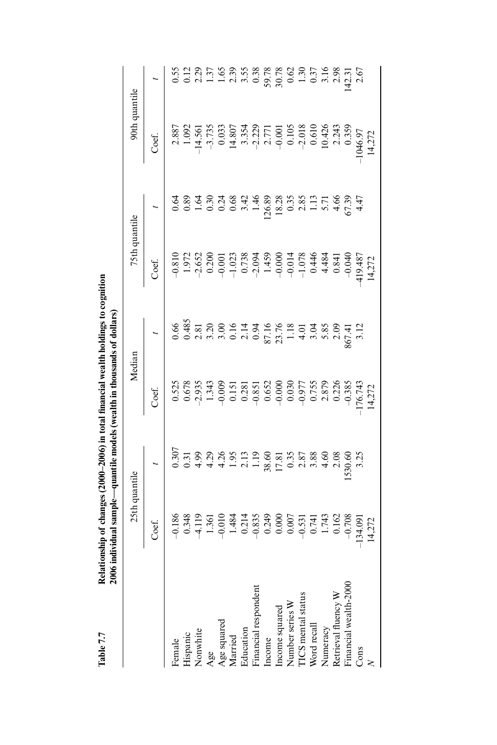**Table 7.7** Relationship of changes (2000–2006) in total financial wealth holdings to cognition 2006 individual sample—quantile models (wealth in thousands of dollars)

| | 25th quantile | | Median | | 75th quantile | | 90th quantile | |
|---|---|---|---|---|---|---|---|---|
| | Coef. | $t$ | Coef. | $t$ | Coef. | $t$ | Coef. | $t$ |
| Female | –0.186 | 0.307 | 0.525 | 0.66 | –0.810 | 0.64 | 2.887 | 0.55 |
| Hispanic | 0.348 | 0.31 | 0.678 | 0.485 | 1.972 | 0.89 | 1.092 | 0.12 |
| Nonwhite | –4.119 | 4.99 | –2.935 | 2.81 | –2.652 | 1.64 | –14.561 | 2.29 |
| Age | 1.361 | 4.29 | 1.343 | 3.20 | 0.200 | 0.30 | –3.735 | 1.37 |
| Age squared | –0.010 | 4.26 | –0.009 | 3.00 | –0.001 | 0.24 | 0.033 | 1.65 |
| Married | 1.484 | 1.95 | 0.151 | 0.16 | –1.023 | 0.68 | 14.807 | 2.39 |
| Education | 0.214 | 2.13 | 0.281 | 2.14 | 0.738 | 3.42 | 3.354 | 3.55 |
| Financial respondent | –0.835 | 1.19 | –0.851 | 0.94 | –2.094 | 1.46 | –2.229 | 0.38 |
| Income | 0.249 | 38.60 | 0.652 | 87.16 | 1.459 | 126.89 | 2.771 | 59.78 |
| Income squared | 0.000 | 17.81 | –0.000 | 23.76 | –0.000 | 18.28 | –0.001 | 30.78 |
| Number series W | 0.007 | 0.35 | 0.030 | 1.18 | –0.014 | 0.35 | 0.105 | 0.62 |
| TICS mental status | –0.531 | 2.87 | –0.977 | 4.01 | –1.078 | 2.85 | –2.018 | 1.30 |
| Word recall | 0.741 | 3.88 | 0.755 | 3.04 | 0.446 | 1.13 | 0.610 | 0.37 |
| Numeracy | 1.743 | 4.60 | 2.879 | 5.85 | 4.484 | 5.71 | 10.426 | 3.16 |
| Retrieval fluency W | 0.162 | 2.08 | 0.226 | 2.09 | 0.841 | 4.66 | 2.243 | 2.98 |
| Financial wealth-2000 | –0.708 | 1530.60 | –0.385 | 867.41 | –0.040 | 67.39 | 0.359 | 142.31 |
| Cons | –134.091 | 3.25 | –176.743 | 3.12 | –419.487 | 4.47 | –1046.97 | 2.67 |
| $N$ | 14,272 | | 14,272 | | 14,272 | | 14,272 | |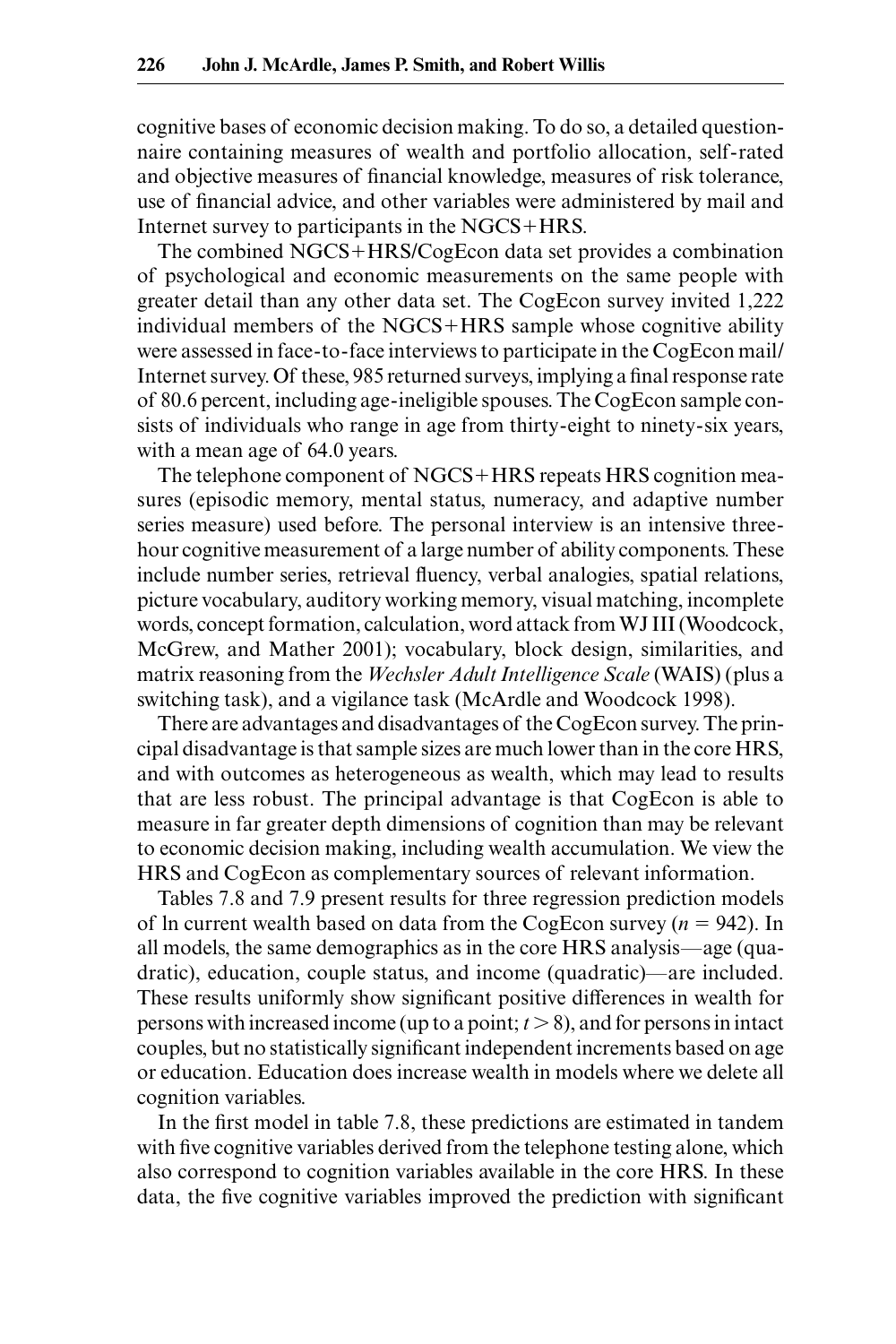cognitive bases of economic decision making. To do so, a detailed questionnaire containing measures of wealth and portfolio allocation, self-rated and objective measures of financial knowledge, measures of risk tolerance, use of financial advice, and other variables were administered by mail and Internet survey to participants in the NGCS+HRS.

The combined NGCS+HRS/CogEcon data set provides a combination of psychological and economic measurements on the same people with greater detail than any other data set. The CogEcon survey invited 1,222 individual members of the NGCS+HRS sample whose cognitive ability were assessed in face-to-face interviews to participate in the CogEcon mail/Internet survey. Of these, 985 returned surveys, implying a final response rate of 80.6 percent, including age-ineligible spouses. The CogEcon sample consists of individuals who range in age from thirty-eight to ninety-six years, with a mean age of 64.0 years.

The telephone component of NGCS+HRS repeats HRS cognition measures (episodic memory, mental status, numeracy, and adaptive number series measure) used before. The personal interview is an intensive three-hour cognitive measurement of a large number of ability components. These include number series, retrieval fluency, verbal analogies, spatial relations, picture vocabulary, auditory working memory, visual matching, incomplete words, concept formation, calculation, word attack from WJ III (Woodcock, McGrew, and Mather 2001); vocabulary, block design, similarities, and matrix reasoning from the *Wechsler Adult Intelligence Scale* (WAIS) (plus a switching task), and a vigilance task (McArdle and Woodcock 1998).

There are advantages and disadvantages of the CogEcon survey. The principal disadvantage is that sample sizes are much lower than in the core HRS, and with outcomes as heterogeneous as wealth, which may lead to results that are less robust. The principal advantage is that CogEcon is able to measure in far greater depth dimensions of cognition than may be relevant to economic decision making, including wealth accumulation. We view the HRS and CogEcon as complementary sources of relevant information.

Tables 7.8 and 7.9 present results for three regression prediction models of ln current wealth based on data from the CogEcon survey ($n = 942$). In all models, the same demographics as in the core HRS analysis—age (quadratic), education, couple status, and income (quadratic)—are included. These results uniformly show significant positive differences in wealth for persons with increased income (up to a point; $t > 8$), and for persons in intact couples, but no statistically significant independent increments based on age or education. Education does increase wealth in models where we delete all cognition variables.

In the first model in table 7.8, these predictions are estimated in tandem with five cognitive variables derived from the telephone testing alone, which also correspond to cognition variables available in the core HRS. In these data, the five cognitive variables improved the prediction with significant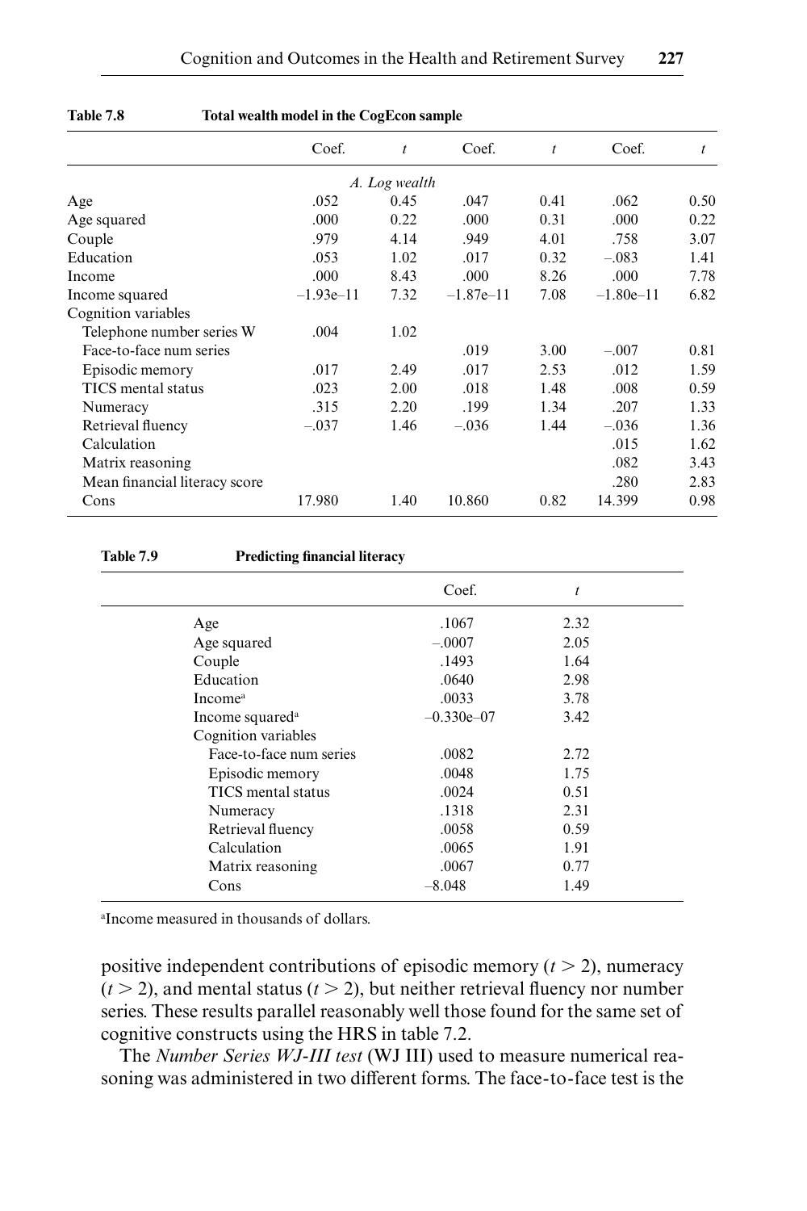**Table 7.8 Total wealth model in the CogEcon sample**

| | Coef. | $t$ | Coef. | $t$ | Coef. | $t$ |
|---|---|---|---|---|---|---|
| | | *A. Log wealth* | | | | |
| Age | .052 | 0.45 | .047 | 0.41 | .062 | 0.50 |
| Age squared | .000 | 0.22 | .000 | 0.31 | .000 | 0.22 |
| Couple | .979 | 4.14 | .949 | 4.01 | .758 | 3.07 |
| Education | .053 | 1.02 | .017 | 0.32 | –.083 | 1.41 |
| Income | .000 | 8.43 | .000 | 8.26 | .000 | 7.78 |
| Income squared | –1.93e–11 | 7.32 | –1.87e–11 | 7.08 | –1.80e–11 | 6.82 |
| Cognition variables | | | | | | |
| Telephone number series W | .004 | 1.02 | | | | |
| Face-to-face num series | | | .019 | 3.00 | –.007 | 0.81 |
| Episodic memory | .017 | 2.49 | .017 | 2.53 | .012 | 1.59 |
| TICS mental status | .023 | 2.00 | .018 | 1.48 | .008 | 0.59 |
| Numeracy | .315 | 2.20 | .199 | 1.34 | .207 | 1.33 |
| Retrieval fluency | –.037 | 1.46 | –.036 | 1.44 | –.036 | 1.36 |
| Calculation | | | | | .015 | 1.62 |
| Matrix reasoning | | | | | .082 | 3.43 |
| Mean financial literacy score | | | | | .280 | 2.83 |
| Cons | 17.980 | 1.40 | 10.860 | 0.82 | 14.399 | 0.98 |

**Table 7.9 Predicting financial literacy**

| | Coef. | $t$ |
|---|---|---|
| Age | .1067 | 2.32 |
| Age squared | –.0007 | 2.05 |
| Couple | .1493 | 1.64 |
| Education | .0640 | 2.98 |
| Income[a] | .0033 | 3.78 |
| Income squared[a] | –0.330e–07 | 3.42 |
| Cognition variables | | |
| Face-to-face num series | .0082 | 2.72 |
| Episodic memory | .0048 | 1.75 |
| TICS mental status | .0024 | 0.51 |
| Numeracy | .1318 | 2.31 |
| Retrieval fluency | .0058 | 0.59 |
| Calculation | .0065 | 1.91 |
| Matrix reasoning | .0067 | 0.77 |
| Cons | –8.048 | 1.49 |

[a]Income measured in thousands of dollars.

positive independent contributions of episodic memory ($t > 2$), numeracy ($t > 2$), and mental status ($t > 2$), but neither retrieval fluency nor number series. These results parallel reasonably well those found for the same set of cognitive constructs using the HRS in table 7.2.

The *Number Series WJ-III test* (WJ III) used to measure numerical reasoning was administered in two different forms. The face-to-face test is the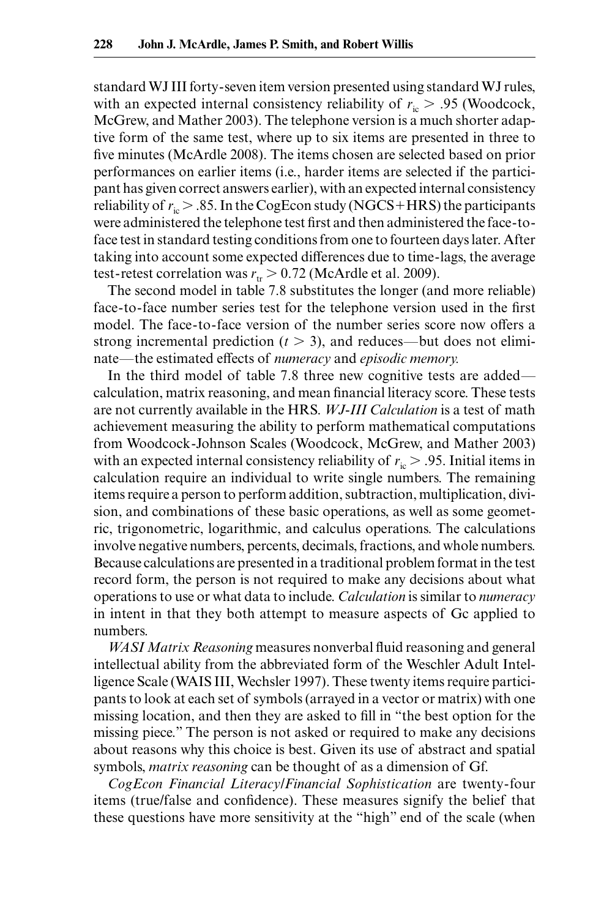standard WJ III forty-seven item version presented using standard WJ rules, with an expected internal consistency reliability of $r_{ic} > .95$ (Woodcock, McGrew, and Mather 2003). The telephone version is a much shorter adaptive form of the same test, where up to six items are presented in three to five minutes (McArdle 2008). The items chosen are selected based on prior performances on earlier items (i.e., harder items are selected if the participant has given correct answers earlier), with an expected internal consistency reliability of $r_{ic} > .85$. In the CogEcon study (NGCS+HRS) the participants were administered the telephone test first and then administered the face-to-face test in standard testing conditions from one to fourteen days later. After taking into account some expected differences due to time-lags, the average test-retest correlation was $r_{tr} > 0.72$ (McArdle et al. 2009).

The second model in table 7.8 substitutes the longer (and more reliable) face-to-face number series test for the telephone version used in the first model. The face-to-face version of the number series score now offers a strong incremental prediction ($t > 3$), and reduces—but does not eliminate—the estimated effects of *numeracy* and *episodic memory.*

In the third model of table 7.8 three new cognitive tests are added—calculation, matrix reasoning, and mean financial literacy score. These tests are not currently available in the HRS. *WJ-III Calculation* is a test of math achievement measuring the ability to perform mathematical computations from Woodcock-Johnson Scales (Woodcock, McGrew, and Mather 2003) with an expected internal consistency reliability of $r_{ic} > .95$. Initial items in calculation require an individual to write single numbers. The remaining items require a person to perform addition, subtraction, multiplication, division, and combinations of these basic operations, as well as some geometric, trigonometric, logarithmic, and calculus operations. The calculations involve negative numbers, percents, decimals, fractions, and whole numbers. Because calculations are presented in a traditional problem format in the test record form, the person is not required to make any decisions about what operations to use or what data to include. *Calculation* is similar to *numeracy* in intent in that they both attempt to measure aspects of Gc applied to numbers.

*WASI Matrix Reasoning* measures nonverbal fluid reasoning and general intellectual ability from the abbreviated form of the Weschler Adult Intelligence Scale (WAIS III, Wechsler 1997). These twenty items require participants to look at each set of symbols (arrayed in a vector or matrix) with one missing location, and then they are asked to fill in "the best option for the missing piece." The person is not asked or required to make any decisions about reasons why this choice is best. Given its use of abstract and spatial symbols, *matrix reasoning* can be thought of as a dimension of Gf.

*CogEcon Financial Literacy/Financial Sophistication* are twenty-four items (true/false and confidence). These measures signify the belief that these questions have more sensitivity at the "high" end of the scale (when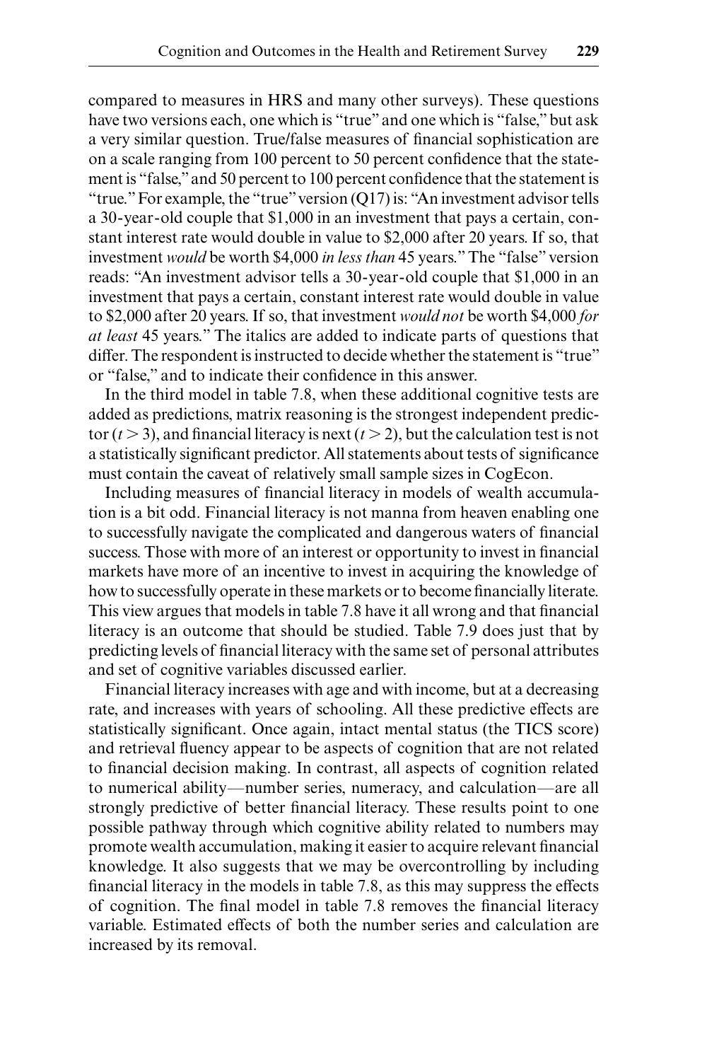compared to measures in HRS and many other surveys). These questions have two versions each, one which is "true" and one which is "false," but ask a very similar question. True/false measures of financial sophistication are on a scale ranging from 100 percent to 50 percent confidence that the statement is "false," and 50 percent to 100 percent confidence that the statement is "true." For example, the "true" version (Q17) is: "An investment advisor tells a 30-year-old couple that $1,000 in an investment that pays a certain, constant interest rate would double in value to $2,000 after 20 years. If so, that investment *would* be worth $4,000 *in less than* 45 years." The "false" version reads: "An investment advisor tells a 30-year-old couple that $1,000 in an investment that pays a certain, constant interest rate would double in value to $2,000 after 20 years. If so, that investment *would not* be worth $4,000 *for at least* 45 years." The italics are added to indicate parts of questions that differ. The respondent is instructed to decide whether the statement is "true" or "false," and to indicate their confidence in this answer.

In the third model in table 7.8, when these additional cognitive tests are added as predictions, matrix reasoning is the strongest independent predictor ($t > 3$), and financial literacy is next ($t > 2$), but the calculation test is not a statistically significant predictor. All statements about tests of significance must contain the caveat of relatively small sample sizes in CogEcon.

Including measures of financial literacy in models of wealth accumulation is a bit odd. Financial literacy is not manna from heaven enabling one to successfully navigate the complicated and dangerous waters of financial success. Those with more of an interest or opportunity to invest in financial markets have more of an incentive to invest in acquiring the knowledge of how to successfully operate in these markets or to become financially literate. This view argues that models in table 7.8 have it all wrong and that financial literacy is an outcome that should be studied. Table 7.9 does just that by predicting levels of financial literacy with the same set of personal attributes and set of cognitive variables discussed earlier.

Financial literacy increases with age and with income, but at a decreasing rate, and increases with years of schooling. All these predictive effects are statistically significant. Once again, intact mental status (the TICS score) and retrieval fluency appear to be aspects of cognition that are not related to financial decision making. In contrast, all aspects of cognition related to numerical ability—number series, numeracy, and calculation—are all strongly predictive of better financial literacy. These results point to one possible pathway through which cognitive ability related to numbers may promote wealth accumulation, making it easier to acquire relevant financial knowledge. It also suggests that we may be overcontrolling by including financial literacy in the models in table 7.8, as this may suppress the effects of cognition. The final model in table 7.8 removes the financial literacy variable. Estimated effects of both the number series and calculation are increased by its removal.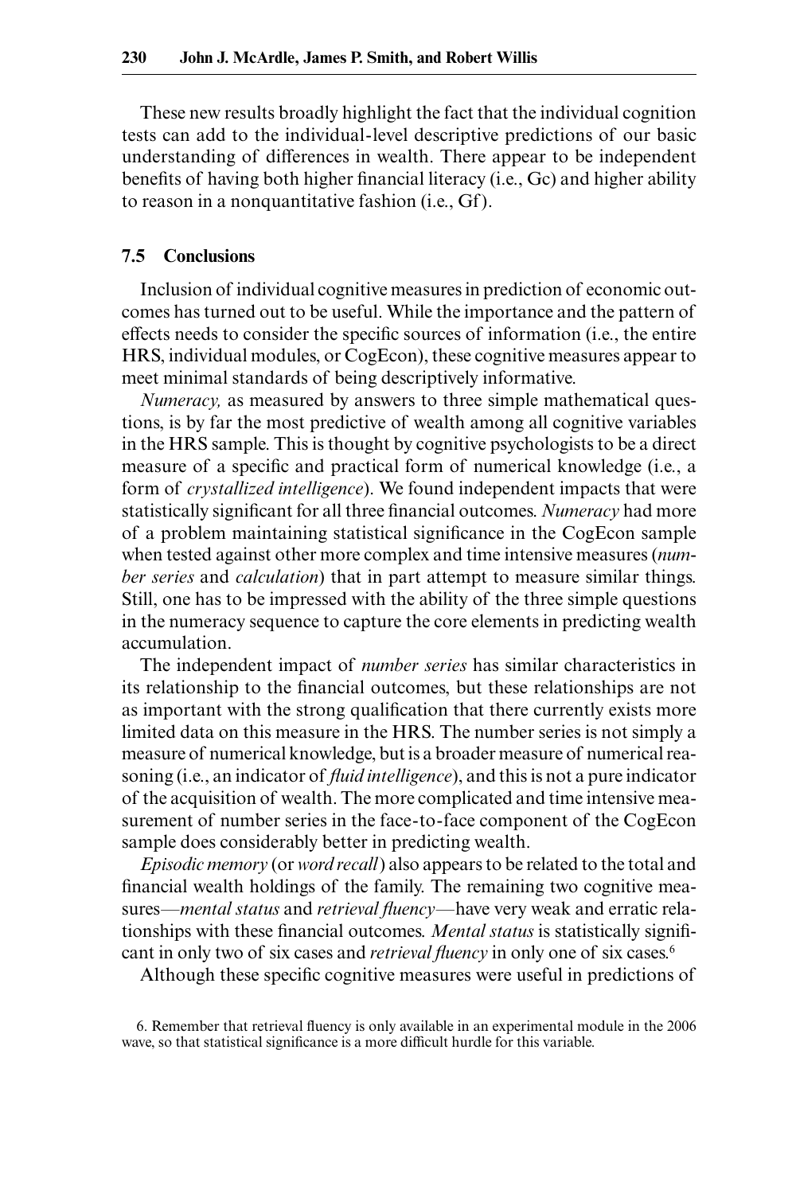These new results broadly highlight the fact that the individual cognition tests can add to the individual-level descriptive predictions of our basic understanding of differences in wealth. There appear to be independent benefits of having both higher financial literacy (i.e., Gc) and higher ability to reason in a nonquantitative fashion (i.e., Gf).

## 7.5 Conclusions

Inclusion of individual cognitive measures in prediction of economic outcomes has turned out to be useful. While the importance and the pattern of effects needs to consider the specific sources of information (i.e., the entire HRS, individual modules, or CogEcon), these cognitive measures appear to meet minimal standards of being descriptively informative.

*Numeracy,* as measured by answers to three simple mathematical questions, is by far the most predictive of wealth among all cognitive variables in the HRS sample. This is thought by cognitive psychologists to be a direct measure of a specific and practical form of numerical knowledge (i.e., a form of *crystallized intelligence*). We found independent impacts that were statistically significant for all three financial outcomes. *Numeracy* had more of a problem maintaining statistical significance in the CogEcon sample when tested against other more complex and time intensive measures (*number series* and *calculation*) that in part attempt to measure similar things. Still, one has to be impressed with the ability of the three simple questions in the numeracy sequence to capture the core elements in predicting wealth accumulation.

The independent impact of *number series* has similar characteristics in its relationship to the financial outcomes, but these relationships are not as important with the strong qualification that there currently exists more limited data on this measure in the HRS. The number series is not simply a measure of numerical knowledge, but is a broader measure of numerical reasoning (i.e., an indicator of *fluid intelligence*), and this is not a pure indicator of the acquisition of wealth. The more complicated and time intensive measurement of number series in the face-to-face component of the CogEcon sample does considerably better in predicting wealth.

*Episodic memory* (or *word recall*) also appears to be related to the total and financial wealth holdings of the family. The remaining two cognitive measures—*mental status* and *retrieval fluency*—have very weak and erratic relationships with these financial outcomes. *Mental status* is statistically significant in only two of six cases and *retrieval fluency* in only one of six cases.[6]

Although these specific cognitive measures were useful in predictions of

6. Remember that retrieval fluency is only available in an experimental module in the 2006 wave, so that statistical significance is a more difficult hurdle for this variable.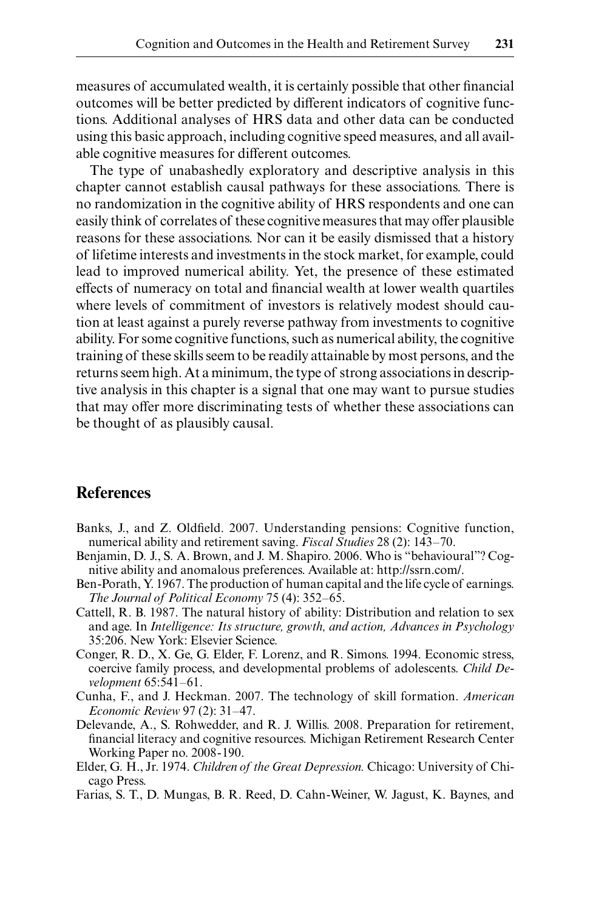measures of accumulated wealth, it is certainly possible that other financial outcomes will be better predicted by different indicators of cognitive functions. Additional analyses of HRS data and other data can be conducted using this basic approach, including cognitive speed measures, and all available cognitive measures for different outcomes.

The type of unabashedly exploratory and descriptive analysis in this chapter cannot establish causal pathways for these associations. There is no randomization in the cognitive ability of HRS respondents and one can easily think of correlates of these cognitive measures that may offer plausible reasons for these associations. Nor can it be easily dismissed that a history of lifetime interests and investments in the stock market, for example, could lead to improved numerical ability. Yet, the presence of these estimated effects of numeracy on total and financial wealth at lower wealth quartiles where levels of commitment of investors is relatively modest should caution at least against a purely reverse pathway from investments to cognitive ability. For some cognitive functions, such as numerical ability, the cognitive training of these skills seem to be readily attainable by most persons, and the returns seem high. At a minimum, the type of strong associations in descriptive analysis in this chapter is a signal that one may want to pursue studies that may offer more discriminating tests of whether these associations can be thought of as plausibly causal.

## References

Banks, J., and Z. Oldfield. 2007. Understanding pensions: Cognitive function, numerical ability and retirement saving. *Fiscal Studies* 28 (2): 143–70.

Benjamin, D. J., S. A. Brown, and J. M. Shapiro. 2006. Who is "behavioural"? Cognitive ability and anomalous preferences. Available at: http://ssrn.com/.

Ben-Porath, Y. 1967. The production of human capital and the life cycle of earnings. *The Journal of Political Economy* 75 (4): 352–65.

Cattell, R. B. 1987. The natural history of ability: Distribution and relation to sex and age. In *Intelligence: Its structure, growth, and action, Advances in Psychology* 35:206. New York: Elsevier Science.

Conger, R. D., X. Ge, G. Elder, F. Lorenz, and R. Simons. 1994. Economic stress, coercive family process, and developmental problems of adolescents. *Child Development* 65:541–61.

Cunha, F., and J. Heckman. 2007. The technology of skill formation. *American Economic Review* 97 (2): 31–47.

Delevande, A., S. Rohwedder, and R. J. Willis. 2008. Preparation for retirement, financial literacy and cognitive resources. Michigan Retirement Research Center Working Paper no. 2008-190.

Elder, G. H., Jr. 1974. *Children of the Great Depression.* Chicago: University of Chicago Press.

Farias, S. T., D. Mungas, B. R. Reed, D. Cahn-Weiner, W. Jagust, K. Baynes, and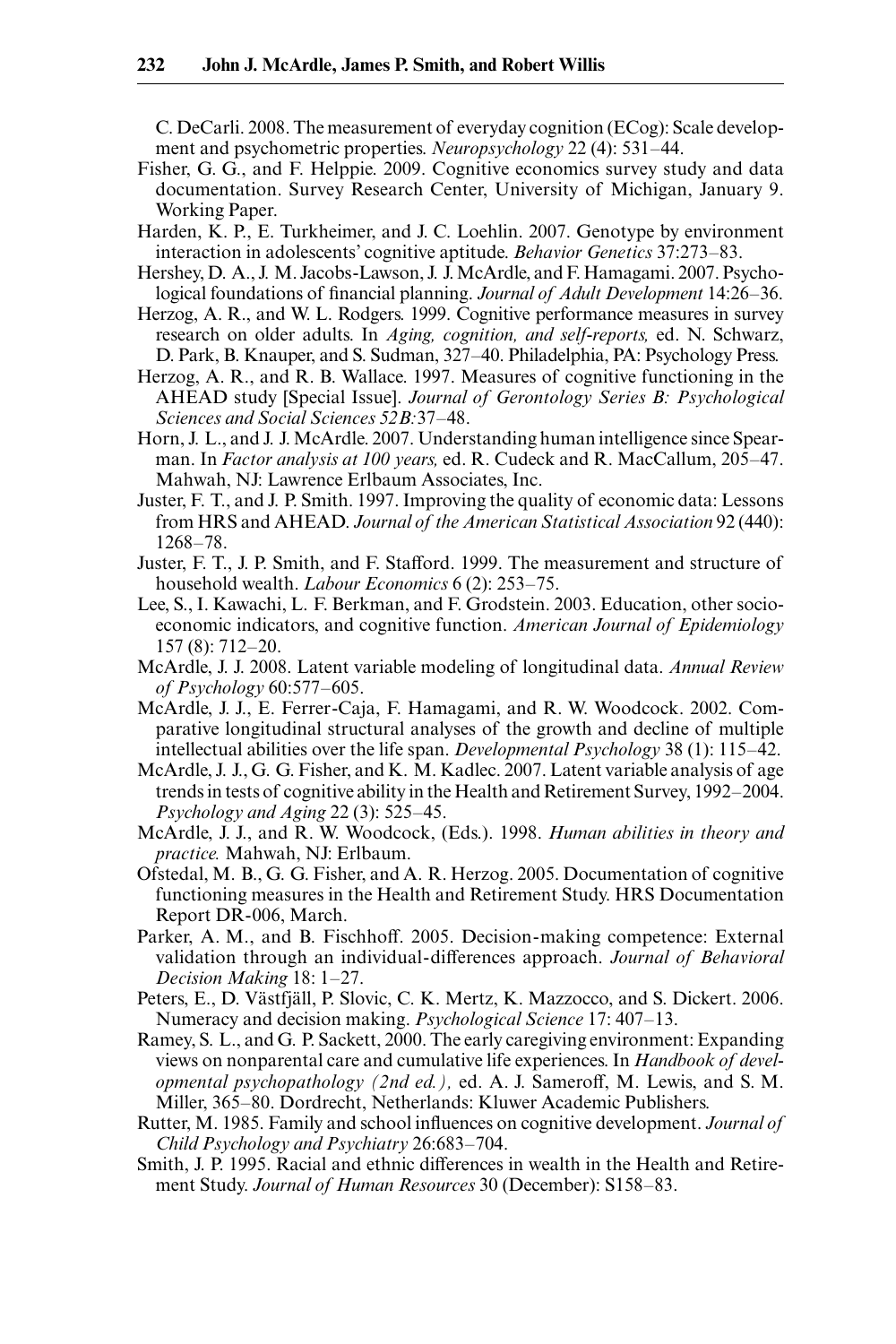C. DeCarli. 2008. The measurement of everyday cognition (ECog): Scale development and psychometric properties. *Neuropsychology* 22 (4): 531–44.

Fisher, G. G., and F. Helppie. 2009. Cognitive economics survey study and data documentation. Survey Research Center, University of Michigan, January 9. Working Paper.

Harden, K. P., E. Turkheimer, and J. C. Loehlin. 2007. Genotype by environment interaction in adolescents' cognitive aptitude. *Behavior Genetics* 37:273–83.

Hershey, D. A., J. M. Jacobs-Lawson, J. J. McArdle, and F. Hamagami. 2007. Psychological foundations of financial planning. *Journal of Adult Development* 14:26–36.

Herzog, A. R., and W. L. Rodgers. 1999. Cognitive performance measures in survey research on older adults. In *Aging, cognition, and self-reports,* ed. N. Schwarz, D. Park, B. Knauper, and S. Sudman, 327–40. Philadelphia, PA: Psychology Press.

Herzog, A. R., and R. B. Wallace. 1997. Measures of cognitive functioning in the AHEAD study [Special Issue]. *Journal of Gerontology Series B: Psychological Sciences and Social Sciences 52B:*37–48.

Horn, J. L., and J. J. McArdle. 2007. Understanding human intelligence since Spearman. In *Factor analysis at 100 years,* ed. R. Cudeck and R. MacCallum, 205–47. Mahwah, NJ: Lawrence Erlbaum Associates, Inc.

Juster, F. T., and J. P. Smith. 1997. Improving the quality of economic data: Lessons from HRS and AHEAD. *Journal of the American Statistical Association* 92 (440): 1268–78.

Juster, F. T., J. P. Smith, and F. Stafford. 1999. The measurement and structure of household wealth. *Labour Economics* 6 (2): 253–75.

Lee, S., I. Kawachi, L. F. Berkman, and F. Grodstein. 2003. Education, other socioeconomic indicators, and cognitive function. *American Journal of Epidemiology* 157 (8): 712–20.

McArdle, J. J. 2008. Latent variable modeling of longitudinal data. *Annual Review of Psychology* 60:577–605.

McArdle, J. J., E. Ferrer-Caja, F. Hamagami, and R. W. Woodcock. 2002. Comparative longitudinal structural analyses of the growth and decline of multiple intellectual abilities over the life span. *Developmental Psychology* 38 (1): 115–42.

McArdle, J. J., G. G. Fisher, and K. M. Kadlec. 2007. Latent variable analysis of age trends in tests of cognitive ability in the Health and Retirement Survey, 1992–2004. *Psychology and Aging* 22 (3): 525–45.

McArdle, J. J., and R. W. Woodcock, (Eds.). 1998. *Human abilities in theory and practice.* Mahwah, NJ: Erlbaum.

Ofstedal, M. B., G. G. Fisher, and A. R. Herzog. 2005. Documentation of cognitive functioning measures in the Health and Retirement Study. HRS Documentation Report DR-006, March.

Parker, A. M., and B. Fischhoff. 2005. Decision-making competence: External validation through an individual-differences approach. *Journal of Behavioral Decision Making* 18: 1–27.

Peters, E., D. Västfjäll, P. Slovic, C. K. Mertz, K. Mazzocco, and S. Dickert. 2006. Numeracy and decision making. *Psychological Science* 17: 407–13.

Ramey, S. L., and G. P. Sackett, 2000. The early caregiving environment: Expanding views on nonparental care and cumulative life experiences. In *Handbook of developmental psychopathology (2nd ed.),* ed. A. J. Sameroff, M. Lewis, and S. M. Miller, 365–80. Dordrecht, Netherlands: Kluwer Academic Publishers.

Rutter, M. 1985. Family and school influences on cognitive development. *Journal of Child Psychology and Psychiatry* 26:683–704.

Smith, J. P. 1995. Racial and ethnic differences in wealth in the Health and Retirement Study. *Journal of Human Resources* 30 (December): S158–83.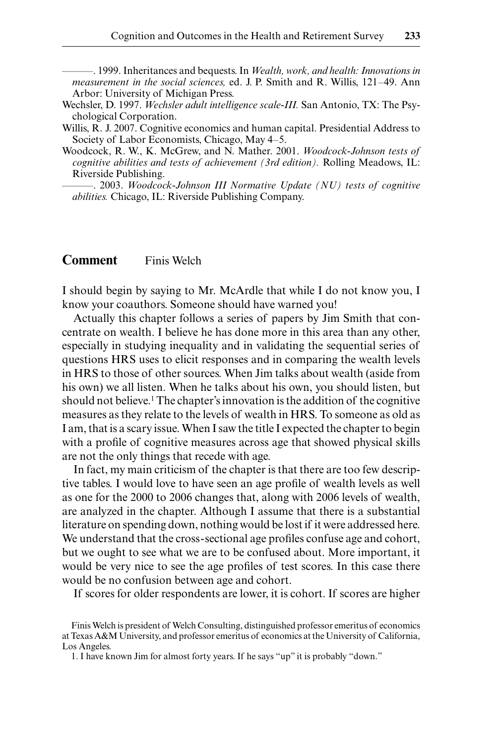———. 1999. Inheritances and bequests. In *Wealth, work, and health: Innovations in measurement in the social sciences,* ed. J. P. Smith and R. Willis, 121–49. Ann Arbor: University of Michigan Press.

Wechsler, D. 1997. *Wechsler adult intelligence scale-III.* San Antonio, TX: The Psychological Corporation.

Willis, R. J. 2007. Cognitive economics and human capital. Presidential Address to Society of Labor Economists, Chicago, May 4–5.

Woodcock, R. W., K. McGrew, and N. Mather. 2001. *Woodcock-Johnson tests of cognitive abilities and tests of achievement (3rd edition).* Rolling Meadows, IL: Riverside Publishing.

———. 2003. *Woodcock-Johnson III Normative Update (NU) tests of cognitive abilities.* Chicago, IL: Riverside Publishing Company.

## Comment Finis Welch

I should begin by saying to Mr. McArdle that while I do not know you, I know your coauthors. Someone should have warned you!

Actually this chapter follows a series of papers by Jim Smith that concentrate on wealth. I believe he has done more in this area than any other, especially in studying inequality and in validating the sequential series of questions HRS uses to elicit responses and in comparing the wealth levels in HRS to those of other sources. When Jim talks about wealth (aside from his own) we all listen. When he talks about his own, you should listen, but should not believe.[1] The chapter's innovation is the addition of the cognitive measures as they relate to the levels of wealth in HRS. To someone as old as I am, that is a scary issue. When I saw the title I expected the chapter to begin with a profile of cognitive measures across age that showed physical skills are not the only things that recede with age.

In fact, my main criticism of the chapter is that there are too few descriptive tables. I would love to have seen an age profile of wealth levels as well as one for the 2000 to 2006 changes that, along with 2006 levels of wealth, are analyzed in the chapter. Although I assume that there is a substantial literature on spending down, nothing would be lost if it were addressed here. We understand that the cross-sectional age profiles confuse age and cohort, but we ought to see what we are to be confused about. More important, it would be very nice to see the age profiles of test scores. In this case there would be no confusion between age and cohort.

If scores for older respondents are lower, it is cohort. If scores are higher

Finis Welch is president of Welch Consulting, distinguished professor emeritus of economics at Texas A&M University, and professor emeritus of economics at the University of California, Los Angeles.

1. I have known Jim for almost forty years. If he says "up" it is probably "down."